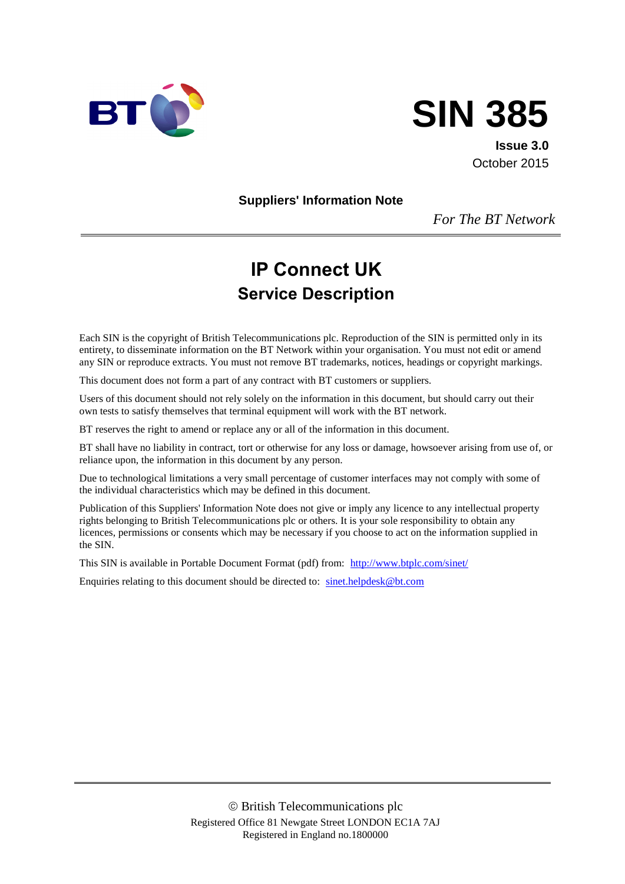BT

# SIN 385

**Issue 3.0**
October 2015

**Suppliers' Information Note**

*For The BT Network*

---

# IP Connect UK

## Service Description

Each SIN is the copyright of British Telecommunications plc. Reproduction of the SIN is permitted only in its entirety, to disseminate information on the BT Network within your organisation. You must not edit or amend any SIN or reproduce extracts. You must not remove BT trademarks, notices, headings or copyright markings.

This document does not form a part of any contract with BT customers or suppliers.

Users of this document should not rely solely on the information in this document, but should carry out their own tests to satisfy themselves that terminal equipment will work with the BT network.

BT reserves the right to amend or replace any or all of the information in this document.

BT shall have no liability in contract, tort or otherwise for any loss or damage, howsoever arising from use of, or reliance upon, the information in this document by any person.

Due to technological limitations a very small percentage of customer interfaces may not comply with some of the individual characteristics which may be defined in this document.

Publication of this Suppliers' Information Note does not give or imply any licence to any intellectual property rights belonging to British Telecommunications plc or others. It is your sole responsibility to obtain any licences, permissions or consents which may be necessary if you choose to act on the information supplied in the SIN.

This SIN is available in Portable Document Format (pdf) from: http://www.btplc.com/sinet/

Enquiries relating to this document should be directed to: sinet.helpdesk@bt.com

---

© British Telecommunications plc
Registered Office 81 Newgate Street LONDON EC1A 7AJ
Registered in England no.1800000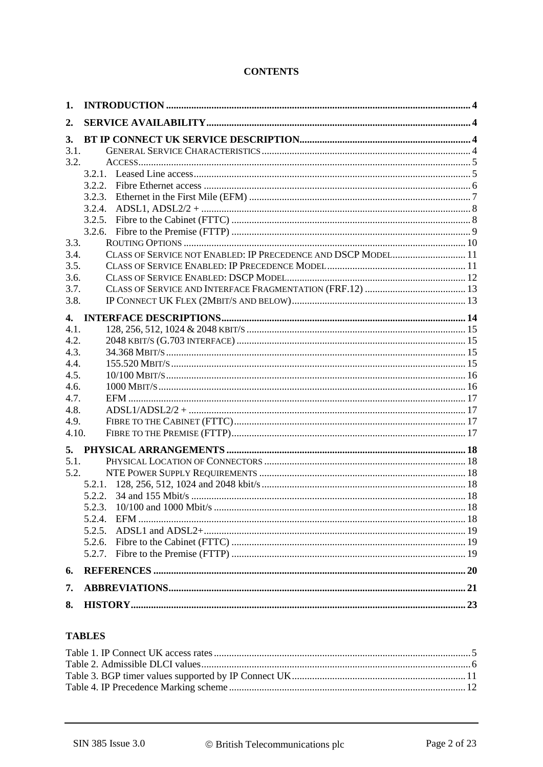**CONTENTS**

1. **INTRODUCTION** .......... 4
2. **SERVICE AVAILABILITY** .......... 4
3. **BT IP CONNECT UK SERVICE DESCRIPTION** .......... 4
   - 3.1. GENERAL SERVICE CHARACTERISTICS .......... 4
   - 3.2. ACCESS .......... 5
     - 3.2.1. Leased Line access .......... 5
     - 3.2.2. Fibre Ethernet access .......... 6
     - 3.2.3. Ethernet in the First Mile (EFM) .......... 7
     - 3.2.4. ADSL1, ADSL2/2 + .......... 8
     - 3.2.5. Fibre to the Cabinet (FTTC) .......... 8
     - 3.2.6. Fibre to the Premise (FTTP) .......... 9
   - 3.3. ROUTING OPTIONS .......... 10
   - 3.4. CLASS OF SERVICE NOT ENABLED: IP PRECEDENCE AND DSCP MODEL .......... 11
   - 3.5. CLASS OF SERVICE ENABLED: IP PRECEDENCE MODEL .......... 11
   - 3.6. CLASS OF SERVICE ENABLED: DSCP MODEL .......... 12
   - 3.7. CLASS OF SERVICE AND INTERFACE FRAGMENTATION (FRF.12) .......... 13
   - 3.8. IP CONNECT UK FLEX (2MBIT/S AND BELOW) .......... 13
4. **INTERFACE DESCRIPTIONS** .......... 14
   - 4.1. 128, 256, 512, 1024 & 2048 KBIT/S .......... 15
   - 4.2. 2048 KBIT/S (G.703 INTERFACE) .......... 15
   - 4.3. 34.368 MBIT/S .......... 15
   - 4.4. 155.520 MBIT/S .......... 15
   - 4.5. 10/100 MBIT/S .......... 16
   - 4.6. 1000 MBIT/S .......... 16
   - 4.7. EFM .......... 17
   - 4.8. ADSL1/ADSL2/2 + .......... 17
   - 4.9. FIBRE TO THE CABINET (FTTC) .......... 17
   - 4.10. FIBRE TO THE PREMISE (FTTP) .......... 17
5. **PHYSICAL ARRANGEMENTS** .......... 18
   - 5.1. PHYSICAL LOCATION OF CONNECTORS .......... 18
   - 5.2. NTE POWER SUPPLY REQUIREMENTS .......... 18
     - 5.2.1. 128, 256, 512, 1024 and 2048 kbit/s .......... 18
     - 5.2.2. 34 and 155 Mbit/s .......... 18
     - 5.2.3. 10/100 and 1000 Mbit/s .......... 18
     - 5.2.4. EFM .......... 18
     - 5.2.5. ADSL1 and ADSL2+ .......... 19
     - 5.2.6. Fibre to the Cabinet (FTTC) .......... 19
     - 5.2.7. Fibre to the Premise (FTTP) .......... 19
6. **REFERENCES** .......... 20
7. **ABBREVIATIONS** .......... 21
8. **HISTORY** .......... 23

**TABLES**

Table 1. IP Connect UK access rates .......... 5
Table 2. Admissible DLCI values .......... 6
Table 3. BGP timer values supported by IP Connect UK .......... 11
Table 4. IP Precedence Marking scheme .......... 12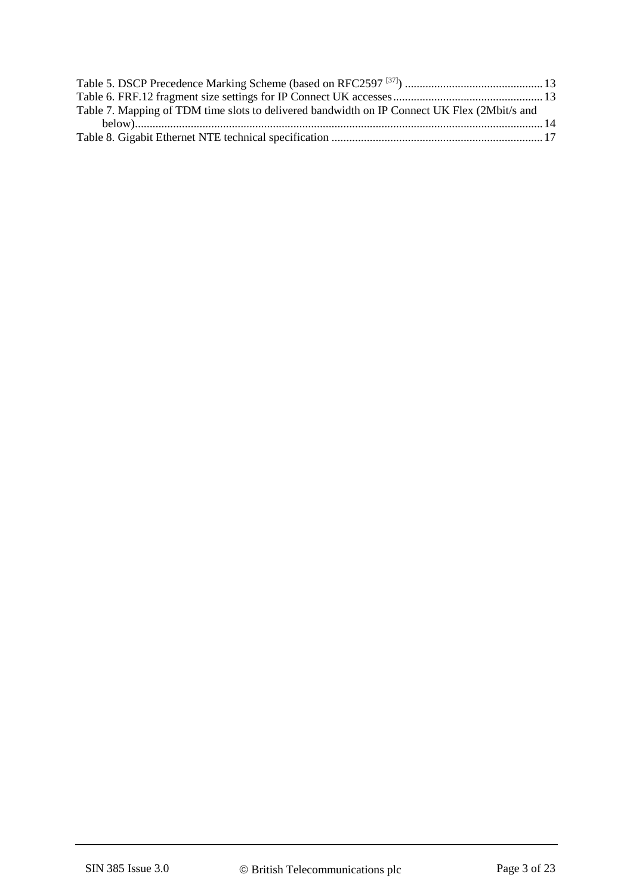Table 5. DSCP Precedence Marking Scheme (based on RFC2597 [37]) ............................................... 13

Table 6. FRF.12 fragment size settings for IP Connect UK accesses.................................................. 13

Table 7. Mapping of TDM time slots to delivered bandwidth on IP Connect UK Flex (2Mbit/s and below)......................................................................................................................................... 14

Table 8. Gigabit Ethernet NTE technical specification ........................................................................ 17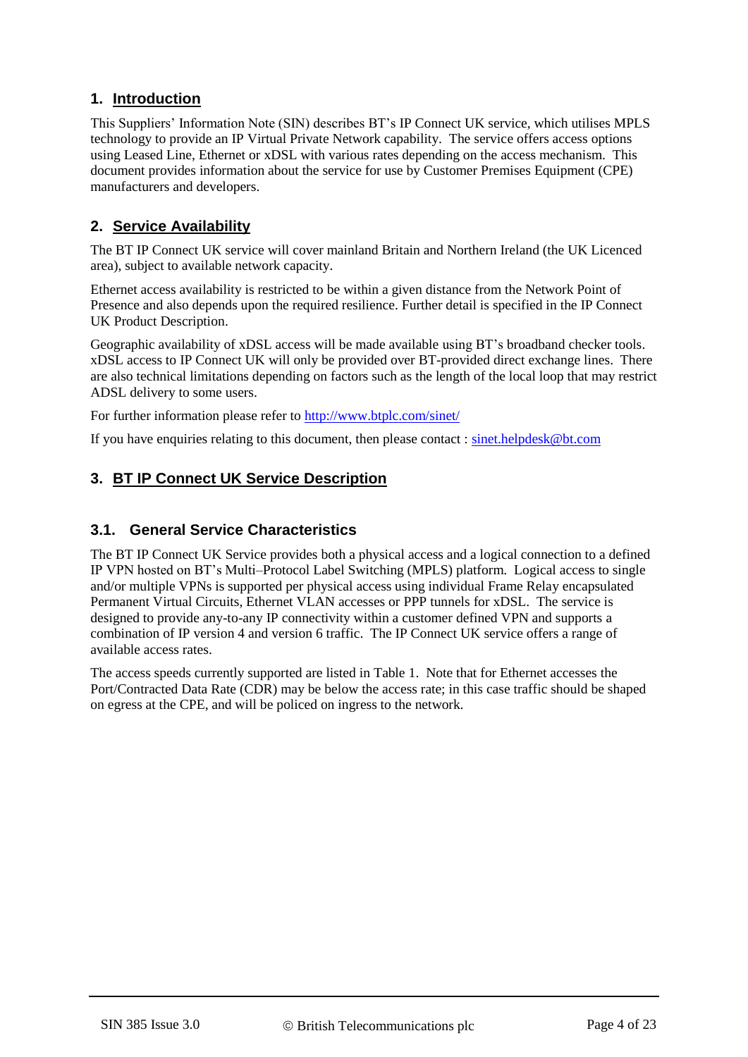## 1. Introduction

This Suppliers' Information Note (SIN) describes BT's IP Connect UK service, which utilises MPLS technology to provide an IP Virtual Private Network capability. The service offers access options using Leased Line, Ethernet or xDSL with various rates depending on the access mechanism. This document provides information about the service for use by Customer Premises Equipment (CPE) manufacturers and developers.

## 2. Service Availability

The BT IP Connect UK service will cover mainland Britain and Northern Ireland (the UK Licenced area), subject to available network capacity.

Ethernet access availability is restricted to be within a given distance from the Network Point of Presence and also depends upon the required resilience. Further detail is specified in the IP Connect UK Product Description.

Geographic availability of xDSL access will be made available using BT's broadband checker tools. xDSL access to IP Connect UK will only be provided over BT-provided direct exchange lines. There are also technical limitations depending on factors such as the length of the local loop that may restrict ADSL delivery to some users.

For further information please refer to http://www.btplc.com/sinet/

If you have enquiries relating to this document, then please contact : sinet.helpdesk@bt.com

## 3. BT IP Connect UK Service Description

### 3.1. General Service Characteristics

The BT IP Connect UK Service provides both a physical access and a logical connection to a defined IP VPN hosted on BT's Multi–Protocol Label Switching (MPLS) platform. Logical access to single and/or multiple VPNs is supported per physical access using individual Frame Relay encapsulated Permanent Virtual Circuits, Ethernet VLAN accesses or PPP tunnels for xDSL. The service is designed to provide any-to-any IP connectivity within a customer defined VPN and supports a combination of IP version 4 and version 6 traffic. The IP Connect UK service offers a range of available access rates.

The access speeds currently supported are listed in Table 1. Note that for Ethernet accesses the Port/Contracted Data Rate (CDR) may be below the access rate; in this case traffic should be shaped on egress at the CPE, and will be policed on ingress to the network.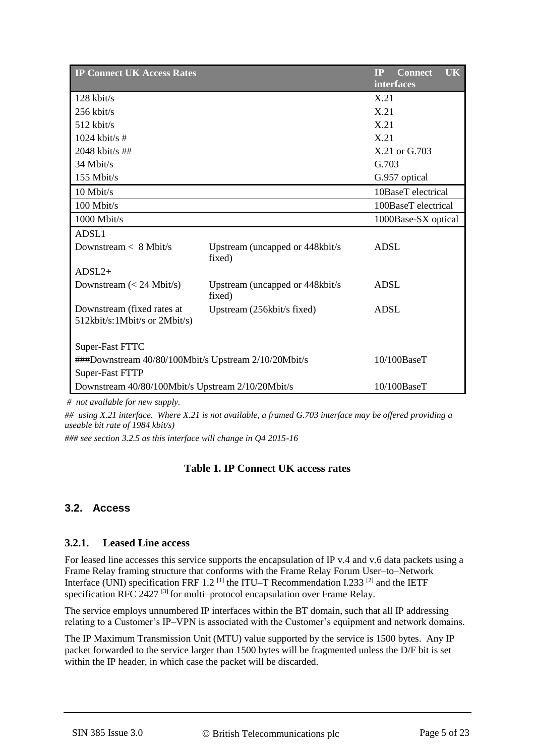| IP Connect UK Access Rates | | IP Connect UK interfaces |
|---|---|---|
| 128 kbit/s | | X.21 |
| 256 kbit/s | | X.21 |
| 512 kbit/s | | X.21 |
| 1024 kbit/s # | | X.21 |
| 2048 kbit/s ## | | X.21 or G.703 |
| 34 Mbit/s | | G.703 |
| 155 Mbit/s | | G.957 optical |
| 10 Mbit/s | | 10BaseT electrical |
| 100 Mbit/s | | 100BaseT electrical |
| 1000 Mbit/s | | 1000Base-SX optical |
| ADSL1 | | |
| Downstream < 8 Mbit/s | Upstream (uncapped or 448kbit/s fixed) | ADSL |
| ADSL2+ | | |
| Downstream (< 24 Mbit/s) | Upstream (uncapped or 448kbit/s fixed) | ADSL |
| Downstream (fixed rates at 512kbit/s:1Mbit/s or 2Mbit/s) | Upstream (256kbit/s fixed) | ADSL |
| Super-Fast FTTC | | |
| ###Downstream 40/80/100Mbit/s Upstream 2/10/20Mbit/s | | 10/100BaseT |
| Super-Fast FTTP | | |
| Downstream 40/80/100Mbit/s Upstream 2/10/20Mbit/s | | 10/100BaseT |

*# not available for new supply.*

*## using X.21 interface. Where X.21 is not available, a framed G.703 interface may be offered providing a useable bit rate of 1984 kbit/s)*

*### see section 3.2.5 as this interface will change in Q4 2015-16*

**Table 1. IP Connect UK access rates**

## 3.2. Access

### 3.2.1. Leased Line access

For leased line accesses this service supports the encapsulation of IP v.4 and v.6 data packets using a Frame Relay framing structure that conforms with the Frame Relay Forum User–to–Network Interface (UNI) specification FRF 1.2 [1] the ITU–T Recommendation I.233 [2] and the IETF specification RFC 2427 [3] for multi–protocol encapsulation over Frame Relay.

The service employs unnumbered IP interfaces within the BT domain, such that all IP addressing relating to a Customer's IP–VPN is associated with the Customer's equipment and network domains.

The IP Maximum Transmission Unit (MTU) value supported by the service is 1500 bytes. Any IP packet forwarded to the service larger than 1500 bytes will be fragmented unless the D/F bit is set within the IP header, in which case the packet will be discarded.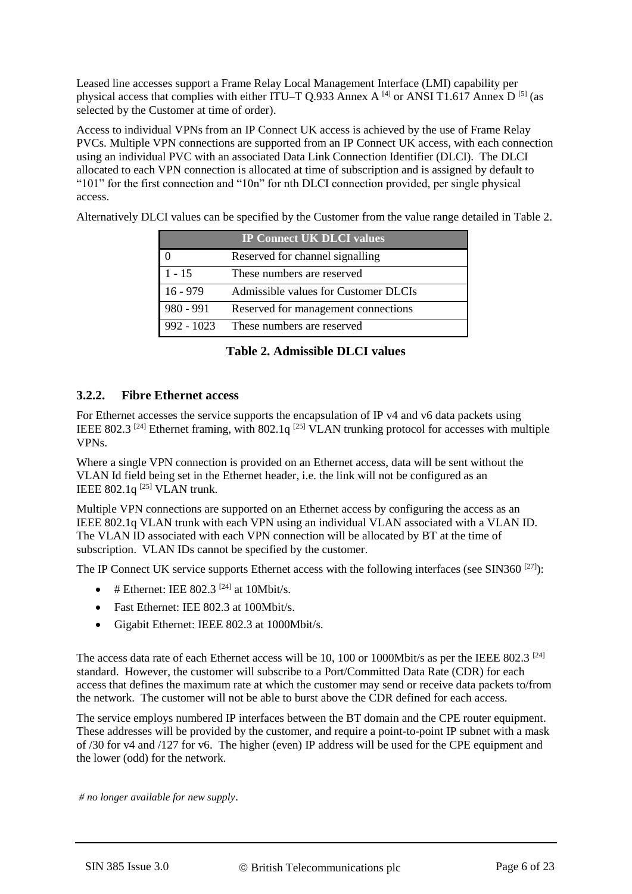Leased line accesses support a Frame Relay Local Management Interface (LMI) capability per physical access that complies with either ITU–T Q.933 Annex A [4] or ANSI T1.617 Annex D [5] (as selected by the Customer at time of order).

Access to individual VPNs from an IP Connect UK access is achieved by the use of Frame Relay PVCs. Multiple VPN connections are supported from an IP Connect UK access, with each connection using an individual PVC with an associated Data Link Connection Identifier (DLCI). The DLCI allocated to each VPN connection is allocated at time of subscription and is assigned by default to "101" for the first connection and "10n" for nth DLCI connection provided, per single physical access.

Alternatively DLCI values can be specified by the Customer from the value range detailed in Table 2.

| IP Connect UK DLCI values | |
|---|---|
| 0 | Reserved for channel signalling |
| 1 - 15 | These numbers are reserved |
| 16 - 979 | Admissible values for Customer DLCIs |
| 980 - 991 | Reserved for management connections |
| 992 - 1023 | These numbers are reserved |

**Table 2. Admissible DLCI values**

### 3.2.2. Fibre Ethernet access

For Ethernet accesses the service supports the encapsulation of IP v4 and v6 data packets using IEEE 802.3 [24] Ethernet framing, with 802.1q [25] VLAN trunking protocol for accesses with multiple VPNs.

Where a single VPN connection is provided on an Ethernet access, data will be sent without the VLAN Id field being set in the Ethernet header, i.e. the link will not be configured as an IEEE 802.1q [25] VLAN trunk.

Multiple VPN connections are supported on an Ethernet access by configuring the access as an IEEE 802.1q VLAN trunk with each VPN using an individual VLAN associated with a VLAN ID. The VLAN ID associated with each VPN connection will be allocated by BT at the time of subscription. VLAN IDs cannot be specified by the customer.

The IP Connect UK service supports Ethernet access with the following interfaces (see SIN360 [27]):

- # Ethernet: IEE 802.3 [24] at 10Mbit/s.
- Fast Ethernet: IEE 802.3 at 100Mbit/s.
- Gigabit Ethernet: IEEE 802.3 at 1000Mbit/s.

The access data rate of each Ethernet access will be 10, 100 or 1000Mbit/s as per the IEEE 802.3 [24] standard. However, the customer will subscribe to a Port/Committed Data Rate (CDR) for each access that defines the maximum rate at which the customer may send or receive data packets to/from the network. The customer will not be able to burst above the CDR defined for each access.

The service employs numbered IP interfaces between the BT domain and the CPE router equipment. These addresses will be provided by the customer, and require a point-to-point IP subnet with a mask of /30 for v4 and /127 for v6. The higher (even) IP address will be used for the CPE equipment and the lower (odd) for the network.

*# no longer available for new supply*.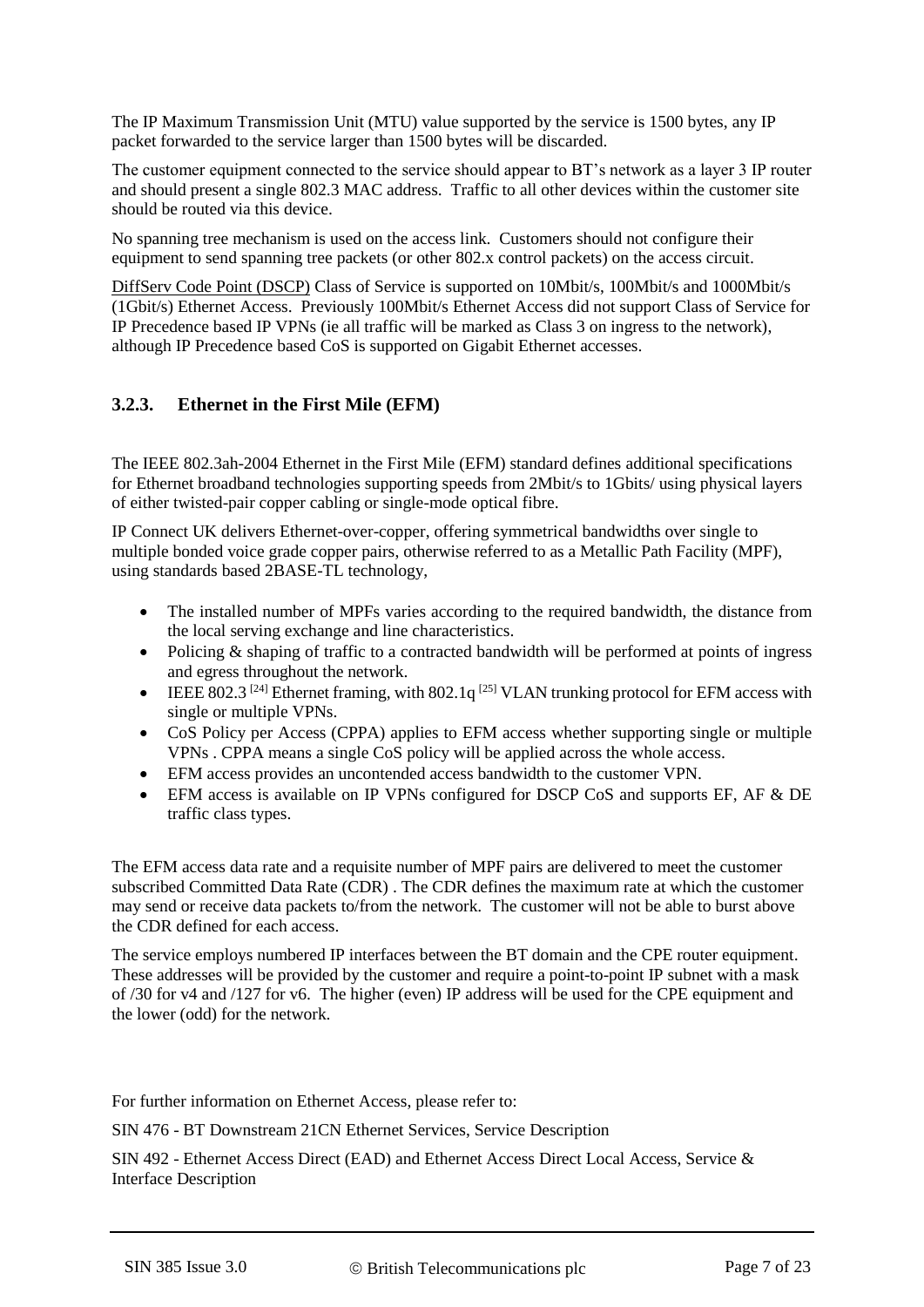The IP Maximum Transmission Unit (MTU) value supported by the service is 1500 bytes, any IP packet forwarded to the service larger than 1500 bytes will be discarded.

The customer equipment connected to the service should appear to BT's network as a layer 3 IP router and should present a single 802.3 MAC address. Traffic to all other devices within the customer site should be routed via this device.

No spanning tree mechanism is used on the access link. Customers should not configure their equipment to send spanning tree packets (or other 802.x control packets) on the access circuit.

DiffServ Code Point (DSCP) Class of Service is supported on 10Mbit/s, 100Mbit/s and 1000Mbit/s (1Gbit/s) Ethernet Access. Previously 100Mbit/s Ethernet Access did not support Class of Service for IP Precedence based IP VPNs (ie all traffic will be marked as Class 3 on ingress to the network), although IP Precedence based CoS is supported on Gigabit Ethernet accesses.

### 3.2.3. Ethernet in the First Mile (EFM)

The IEEE 802.3ah-2004 Ethernet in the First Mile (EFM) standard defines additional specifications for Ethernet broadband technologies supporting speeds from 2Mbit/s to 1Gbits/ using physical layers of either twisted-pair copper cabling or single-mode optical fibre.

IP Connect UK delivers Ethernet-over-copper, offering symmetrical bandwidths over single to multiple bonded voice grade copper pairs, otherwise referred to as a Metallic Path Facility (MPF), using standards based 2BASE-TL technology,

- The installed number of MPFs varies according to the required bandwidth, the distance from the local serving exchange and line characteristics.
- Policing & shaping of traffic to a contracted bandwidth will be performed at points of ingress and egress throughout the network.
- IEEE 802.3 [24] Ethernet framing, with 802.1q [25] VLAN trunking protocol for EFM access with single or multiple VPNs.
- CoS Policy per Access (CPPA) applies to EFM access whether supporting single or multiple VPNs . CPPA means a single CoS policy will be applied across the whole access.
- EFM access provides an uncontended access bandwidth to the customer VPN.
- EFM access is available on IP VPNs configured for DSCP CoS and supports EF, AF & DE traffic class types.

The EFM access data rate and a requisite number of MPF pairs are delivered to meet the customer subscribed Committed Data Rate (CDR) . The CDR defines the maximum rate at which the customer may send or receive data packets to/from the network. The customer will not be able to burst above the CDR defined for each access.

The service employs numbered IP interfaces between the BT domain and the CPE router equipment. These addresses will be provided by the customer and require a point-to-point IP subnet with a mask of /30 for v4 and /127 for v6. The higher (even) IP address will be used for the CPE equipment and the lower (odd) for the network.

For further information on Ethernet Access, please refer to:

SIN 476 - BT Downstream 21CN Ethernet Services, Service Description

SIN 492 - Ethernet Access Direct (EAD) and Ethernet Access Direct Local Access, Service & Interface Description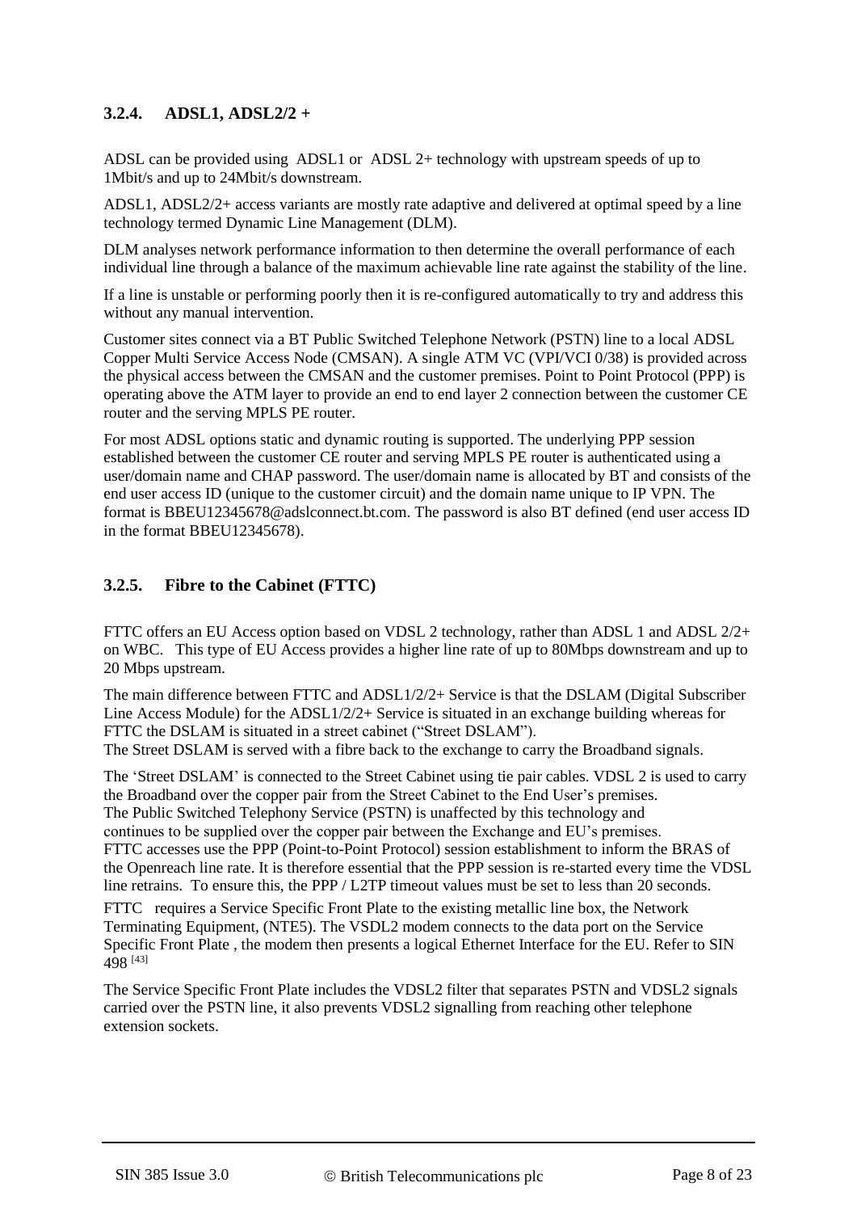### 3.2.4. ADSL1, ADSL2/2 +

ADSL can be provided using ADSL1 or ADSL 2+ technology with upstream speeds of up to 1Mbit/s and up to 24Mbit/s downstream.

ADSL1, ADSL2/2+ access variants are mostly rate adaptive and delivered at optimal speed by a line technology termed Dynamic Line Management (DLM).

DLM analyses network performance information to then determine the overall performance of each individual line through a balance of the maximum achievable line rate against the stability of the line.

If a line is unstable or performing poorly then it is re-configured automatically to try and address this without any manual intervention.

Customer sites connect via a BT Public Switched Telephone Network (PSTN) line to a local ADSL Copper Multi Service Access Node (CMSAN). A single ATM VC (VPI/VCI 0/38) is provided across the physical access between the CMSAN and the customer premises. Point to Point Protocol (PPP) is operating above the ATM layer to provide an end to end layer 2 connection between the customer CE router and the serving MPLS PE router.

For most ADSL options static and dynamic routing is supported. The underlying PPP session established between the customer CE router and serving MPLS PE router is authenticated using a user/domain name and CHAP password. The user/domain name is allocated by BT and consists of the end user access ID (unique to the customer circuit) and the domain name unique to IP VPN. The format is BBEU12345678@adslconnect.bt.com. The password is also BT defined (end user access ID in the format BBEU12345678).

### 3.2.5. Fibre to the Cabinet (FTTC)

FTTC offers an EU Access option based on VDSL 2 technology, rather than ADSL 1 and ADSL 2/2+ on WBC. This type of EU Access provides a higher line rate of up to 80Mbps downstream and up to 20 Mbps upstream.

The main difference between FTTC and ADSL1/2/2+ Service is that the DSLAM (Digital Subscriber Line Access Module) for the ADSL1/2/2+ Service is situated in an exchange building whereas for FTTC the DSLAM is situated in a street cabinet ("Street DSLAM").
The Street DSLAM is served with a fibre back to the exchange to carry the Broadband signals.

The 'Street DSLAM' is connected to the Street Cabinet using tie pair cables. VDSL 2 is used to carry the Broadband over the copper pair from the Street Cabinet to the End User's premises.
The Public Switched Telephony Service (PSTN) is unaffected by this technology and continues to be supplied over the copper pair between the Exchange and EU's premises.
FTTC accesses use the PPP (Point-to-Point Protocol) session establishment to inform the BRAS of the Openreach line rate. It is therefore essential that the PPP session is re-started every time the VDSL line retrains. To ensure this, the PPP / L2TP timeout values must be set to less than 20 seconds.

FTTC requires a Service Specific Front Plate to the existing metallic line box, the Network Terminating Equipment, (NTE5). The VSDL2 modem connects to the data port on the Service Specific Front Plate , the modem then presents a logical Ethernet Interface for the EU. Refer to SIN 498 [43]

The Service Specific Front Plate includes the VDSL2 filter that separates PSTN and VDSL2 signals carried over the PSTN line, it also prevents VDSL2 signalling from reaching other telephone extension sockets.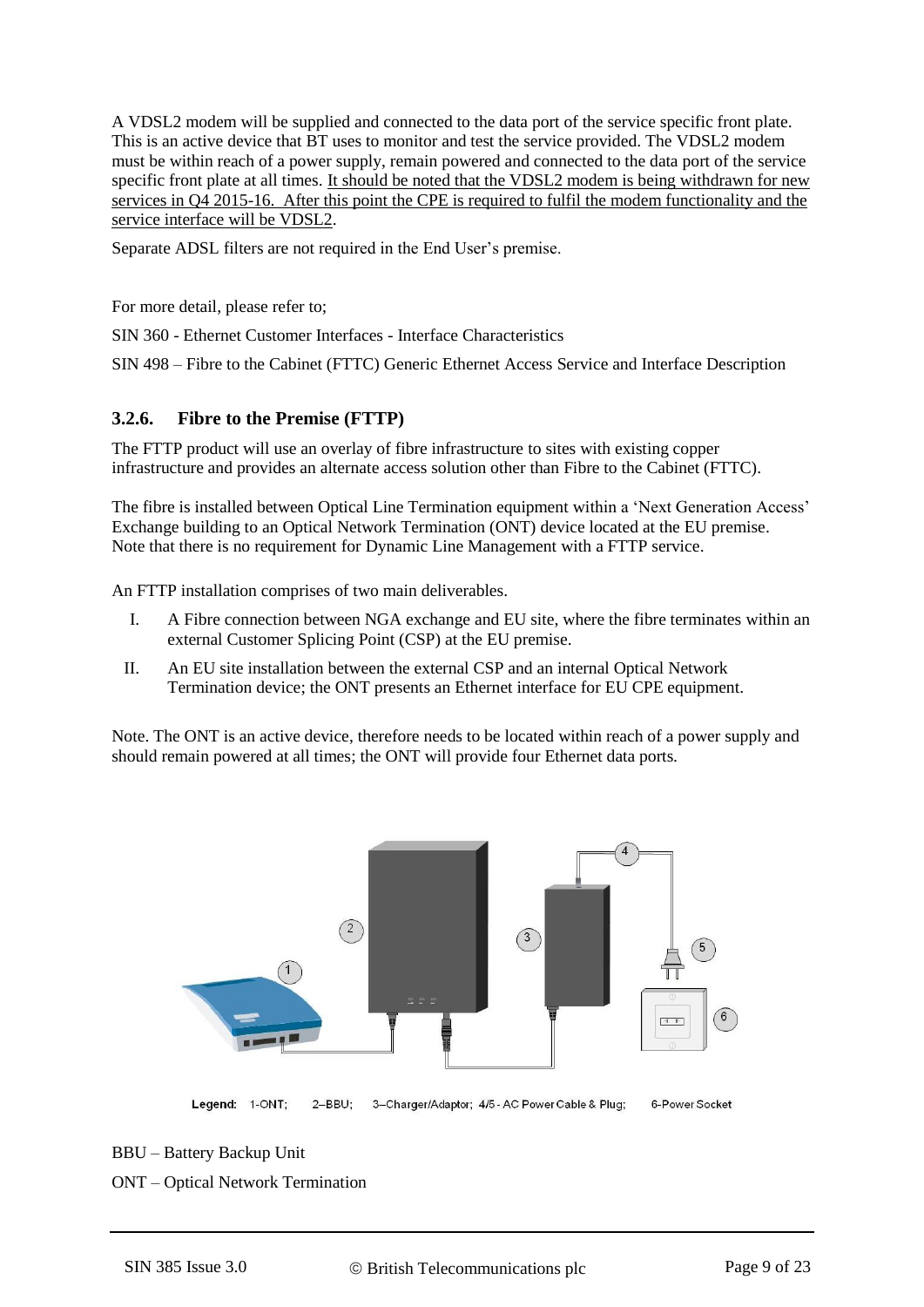A VDSL2 modem will be supplied and connected to the data port of the service specific front plate. This is an active device that BT uses to monitor and test the service provided. The VDSL2 modem must be within reach of a power supply, remain powered and connected to the data port of the service specific front plate at all times. <u>It should be noted that the VDSL2 modem is being withdrawn for new services in Q4 2015-16. After this point the CPE is required to fulfil the modem functionality and the service interface will be VDSL2</u>.

Separate ADSL filters are not required in the End User's premise.

For more detail, please refer to;

SIN 360 - Ethernet Customer Interfaces - Interface Characteristics

SIN 498 – Fibre to the Cabinet (FTTC) Generic Ethernet Access Service and Interface Description

### 3.2.6. Fibre to the Premise (FTTP)

The FTTP product will use an overlay of fibre infrastructure to sites with existing copper infrastructure and provides an alternate access solution other than Fibre to the Cabinet (FTTC).

The fibre is installed between Optical Line Termination equipment within a 'Next Generation Access' Exchange building to an Optical Network Termination (ONT) device located at the EU premise. Note that there is no requirement for Dynamic Line Management with a FTTP service.

An FTTP installation comprises of two main deliverables.

I. A Fibre connection between NGA exchange and EU site, where the fibre terminates within an external Customer Splicing Point (CSP) at the EU premise.

II. An EU site installation between the external CSP and an internal Optical Network Termination device; the ONT presents an Ethernet interface for EU CPE equipment.

Note. The ONT is an active device, therefore needs to be located within reach of a power supply and should remain powered at all times; the ONT will provide four Ethernet data ports.

Legend: 1-ONT; 2–BBU; 3–Charger/Adaptor; 4/5 - AC Power Cable & Plug; 6-Power Socket

BBU – Battery Backup Unit

ONT – Optical Network Termination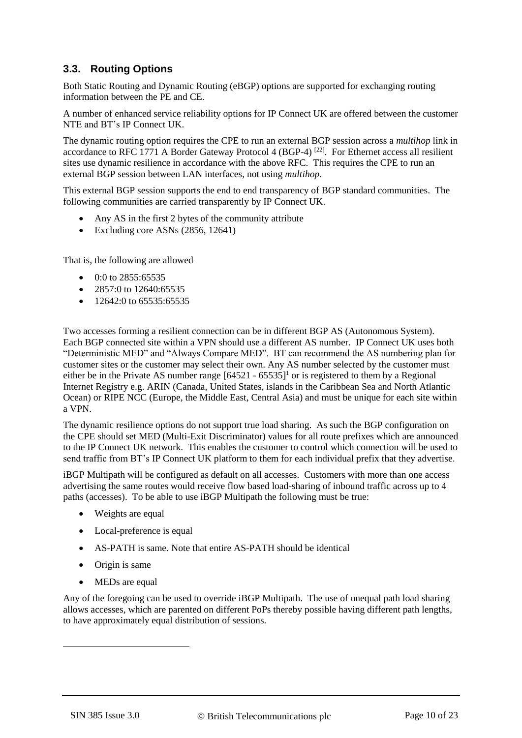### 3.3. Routing Options

Both Static Routing and Dynamic Routing (eBGP) options are supported for exchanging routing information between the PE and CE.

A number of enhanced service reliability options for IP Connect UK are offered between the customer NTE and BT's IP Connect UK.

The dynamic routing option requires the CPE to run an external BGP session across a *multihop* link in accordance to RFC 1771 A Border Gateway Protocol 4 (BGP-4) [22]. For Ethernet access all resilient sites use dynamic resilience in accordance with the above RFC. This requires the CPE to run an external BGP session between LAN interfaces, not using *multihop*.

This external BGP session supports the end to end transparency of BGP standard communities. The following communities are carried transparently by IP Connect UK.

- Any AS in the first 2 bytes of the community attribute
- Excluding core ASNs (2856, 12641)

That is, the following are allowed

- 0:0 to 2855:65535
- 2857:0 to 12640:65535
- 12642:0 to 65535:65535

Two accesses forming a resilient connection can be in different BGP AS (Autonomous System). Each BGP connected site within a VPN should use a different AS number. IP Connect UK uses both "Deterministic MED" and "Always Compare MED". BT can recommend the AS numbering plan for customer sites or the customer may select their own. Any AS number selected by the customer must either be in the Private AS number range [64521 - 65535][1] or is registered to them by a Regional Internet Registry e.g. ARIN (Canada, United States, islands in the Caribbean Sea and North Atlantic Ocean) or RIPE NCC (Europe, the Middle East, Central Asia) and must be unique for each site within a VPN.

The dynamic resilience options do not support true load sharing. As such the BGP configuration on the CPE should set MED (Multi-Exit Discriminator) values for all route prefixes which are announced to the IP Connect UK network. This enables the customer to control which connection will be used to send traffic from BT's IP Connect UK platform to them for each individual prefix that they advertise.

iBGP Multipath will be configured as default on all accesses. Customers with more than one access advertising the same routes would receive flow based load-sharing of inbound traffic across up to 4 paths (accesses). To be able to use iBGP Multipath the following must be true:

- Weights are equal
- Local-preference is equal
- AS-PATH is same. Note that entire AS-PATH should be identical
- Origin is same
- MEDs are equal

Any of the foregoing can be used to override iBGP Multipath. The use of unequal path load sharing allows accesses, which are parented on different PoPs thereby possible having different path lengths, to have approximately equal distribution of sessions.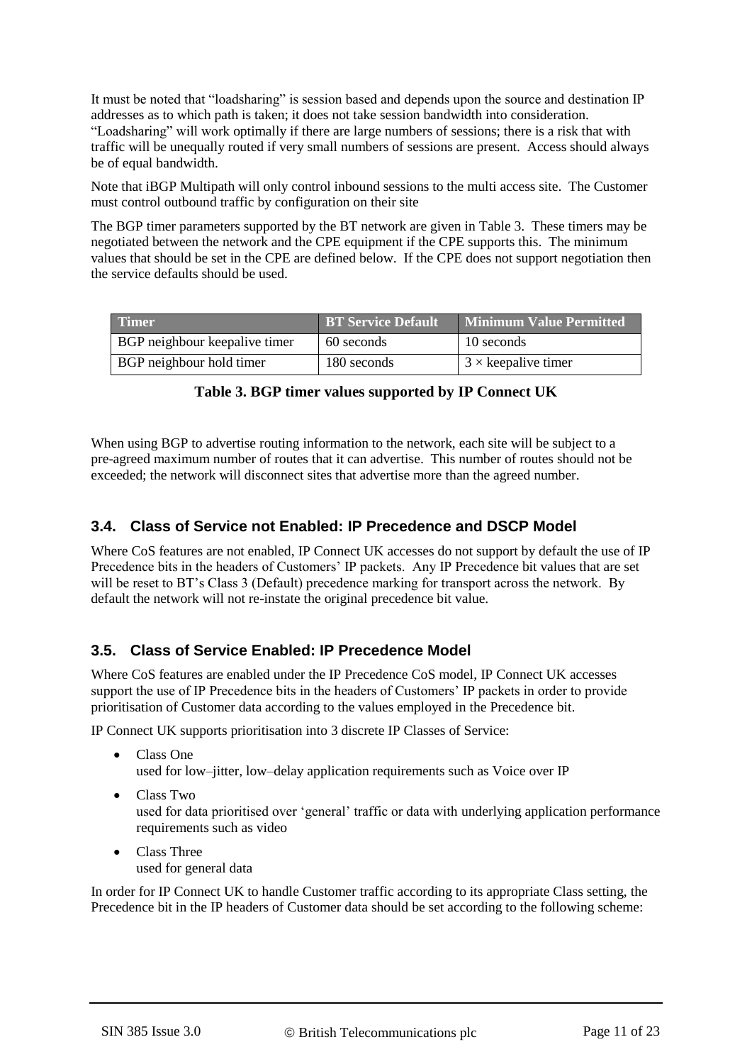It must be noted that “loadsharing” is session based and depends upon the source and destination IP addresses as to which path is taken; it does not take session bandwidth into consideration. “Loadsharing” will work optimally if there are large numbers of sessions; there is a risk that with traffic will be unequally routed if very small numbers of sessions are present. Access should always be of equal bandwidth.

Note that iBGP Multipath will only control inbound sessions to the multi access site. The Customer must control outbound traffic by configuration on their site

The BGP timer parameters supported by the BT network are given in Table 3. These timers may be negotiated between the network and the CPE equipment if the CPE supports this. The minimum values that should be set in the CPE are defined below. If the CPE does not support negotiation then the service defaults should be used.

| Timer | BT Service Default | Minimum Value Permitted |
|---|---|---|
| BGP neighbour keepalive timer | 60 seconds | 10 seconds |
| BGP neighbour hold timer | 180 seconds | 3 × keepalive timer |

**Table 3. BGP timer values supported by IP Connect UK**

When using BGP to advertise routing information to the network, each site will be subject to a pre-agreed maximum number of routes that it can advertise. This number of routes should not be exceeded; the network will disconnect sites that advertise more than the agreed number.

## 3.4. Class of Service not Enabled: IP Precedence and DSCP Model

Where CoS features are not enabled, IP Connect UK accesses do not support by default the use of IP Precedence bits in the headers of Customers’ IP packets. Any IP Precedence bit values that are set will be reset to BT’s Class 3 (Default) precedence marking for transport across the network. By default the network will not re-instate the original precedence bit value.

## 3.5. Class of Service Enabled: IP Precedence Model

Where CoS features are enabled under the IP Precedence CoS model, IP Connect UK accesses support the use of IP Precedence bits in the headers of Customers’ IP packets in order to provide prioritisation of Customer data according to the values employed in the Precedence bit.

IP Connect UK supports prioritisation into 3 discrete IP Classes of Service:

- Class One
  used for low–jitter, low–delay application requirements such as Voice over IP
- Class Two
  used for data prioritised over ‘general’ traffic or data with underlying application performance requirements such as video
- Class Three
  used for general data

In order for IP Connect UK to handle Customer traffic according to its appropriate Class setting, the Precedence bit in the IP headers of Customer data should be set according to the following scheme: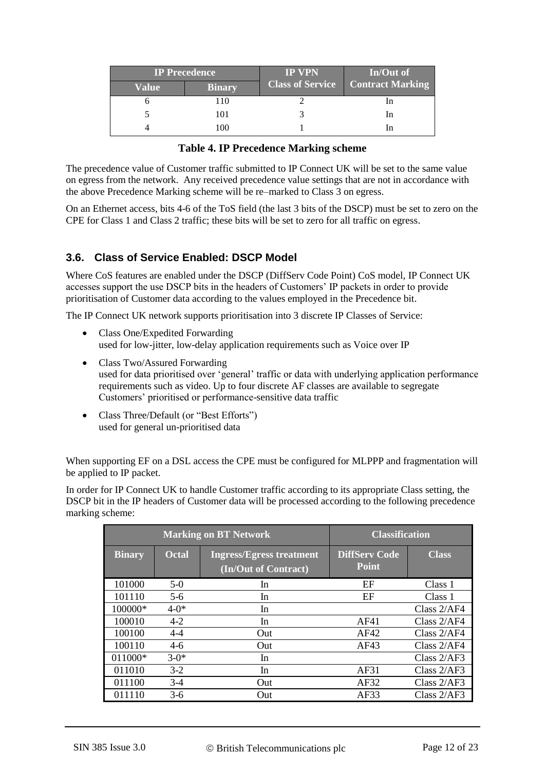| IP Precedence | | IP VPN Class of Service | In/Out of Contract Marking |
|---|---|---|---|
| Value | Binary | | |
| 6 | 110 | 2 | In |
| 5 | 101 | 3 | In |
| 4 | 100 | 1 | In |

**Table 4. IP Precedence Marking scheme**

The precedence value of Customer traffic submitted to IP Connect UK will be set to the same value on egress from the network. Any received precedence value settings that are not in accordance with the above Precedence Marking scheme will be re–marked to Class 3 on egress.

On an Ethernet access, bits 4-6 of the ToS field (the last 3 bits of the DSCP) must be set to zero on the CPE for Class 1 and Class 2 traffic; these bits will be set to zero for all traffic on egress.

## 3.6. Class of Service Enabled: DSCP Model

Where CoS features are enabled under the DSCP (DiffServ Code Point) CoS model, IP Connect UK accesses support the use DSCP bits in the headers of Customers' IP packets in order to provide prioritisation of Customer data according to the values employed in the Precedence bit.

The IP Connect UK network supports prioritisation into 3 discrete IP Classes of Service:

- Class One/Expedited Forwarding
  used for low-jitter, low-delay application requirements such as Voice over IP
- Class Two/Assured Forwarding
  used for data prioritised over 'general' traffic or data with underlying application performance requirements such as video. Up to four discrete AF classes are available to segregate Customers' prioritised or performance-sensitive data traffic
- Class Three/Default (or "Best Efforts")
  used for general un-prioritised data

When supporting EF on a DSL access the CPE must be configured for MLPPP and fragmentation will be applied to IP packet.

In order for IP Connect UK to handle Customer traffic according to its appropriate Class setting, the DSCP bit in the IP headers of Customer data will be processed according to the following precedence marking scheme:

| Marking on BT Network | | | Classification | |
|---|---|---|---|---|
| Binary | Octal | Ingress/Egress treatment (In/Out of Contract) | DiffServ Code Point | Class |
| 101000 | 5-0 | In | EF | Class 1 |
| 101110 | 5-6 | In | EF | Class 1 |
| 100000* | 4-0* | In | | Class 2/AF4 |
| 100010 | 4-2 | In | AF41 | Class 2/AF4 |
| 100100 | 4-4 | Out | AF42 | Class 2/AF4 |
| 100110 | 4-6 | Out | AF43 | Class 2/AF4 |
| 011000* | 3-0* | In | | Class 2/AF3 |
| 011010 | 3-2 | In | AF31 | Class 2/AF3 |
| 011100 | 3-4 | Out | AF32 | Class 2/AF3 |
| 011110 | 3-6 | Out | AF33 | Class 2/AF3 |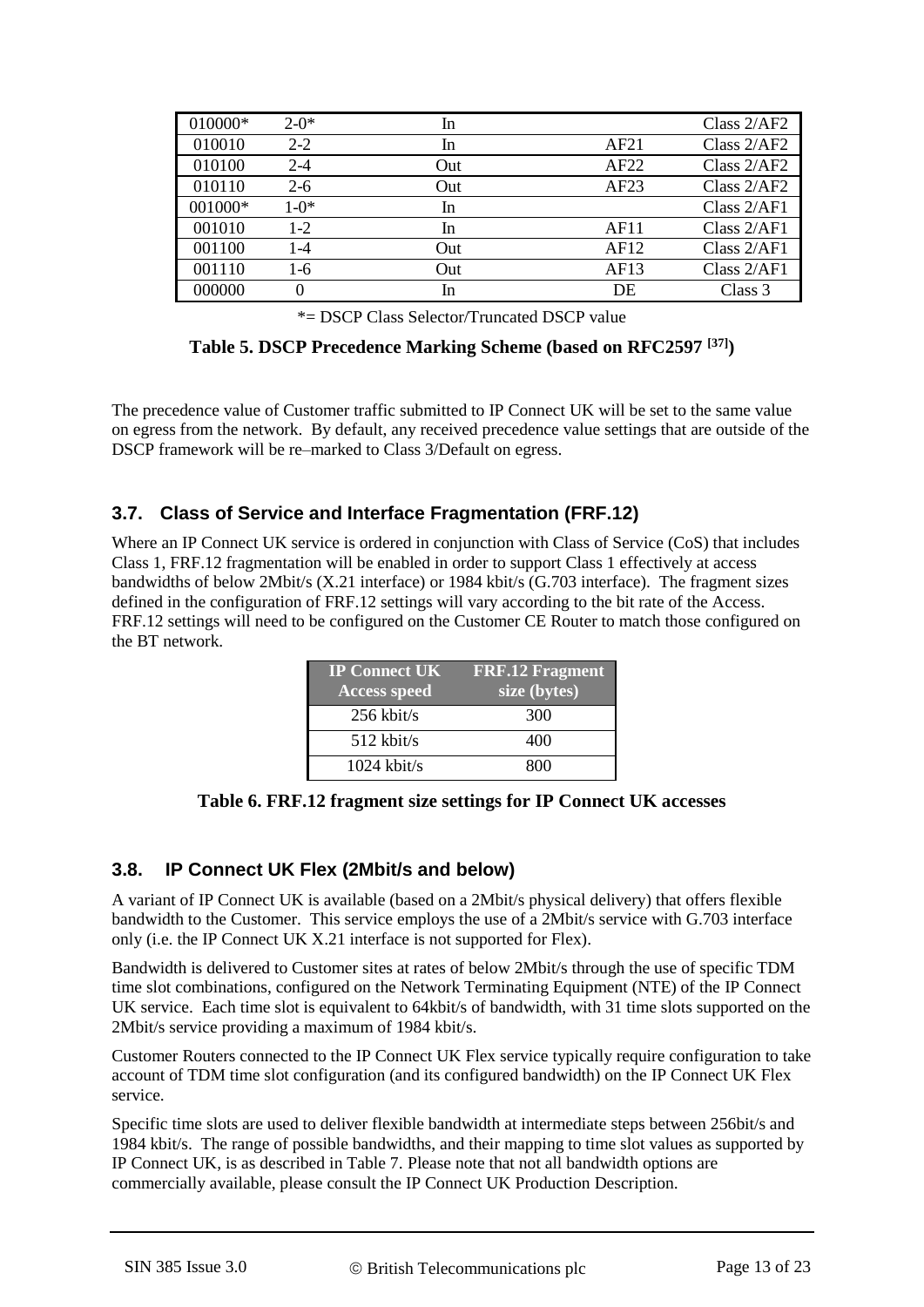| | | | | |
|---|---|---|---|---|
| 010000* | 2-0* | In | | Class 2/AF2 |
| 010010 | 2-2 | In | AF21 | Class 2/AF2 |
| 010100 | 2-4 | Out | AF22 | Class 2/AF2 |
| 010110 | 2-6 | Out | AF23 | Class 2/AF2 |
| 001000* | 1-0* | In | | Class 2/AF1 |
| 001010 | 1-2 | In | AF11 | Class 2/AF1 |
| 001100 | 1-4 | Out | AF12 | Class 2/AF1 |
| 001110 | 1-6 | Out | AF13 | Class 2/AF1 |
| 000000 | 0 | In | DE | Class 3 |

*= DSCP Class Selector/Truncated DSCP value

**Table 5. DSCP Precedence Marking Scheme (based on RFC2597 [37])**

The precedence value of Customer traffic submitted to IP Connect UK will be set to the same value on egress from the network. By default, any received precedence value settings that are outside of the DSCP framework will be re–marked to Class 3/Default on egress.

### 3.7. Class of Service and Interface Fragmentation (FRF.12)

Where an IP Connect UK service is ordered in conjunction with Class of Service (CoS) that includes Class 1, FRF.12 fragmentation will be enabled in order to support Class 1 effectively at access bandwidths of below 2Mbit/s (X.21 interface) or 1984 kbit/s (G.703 interface). The fragment sizes defined in the configuration of FRF.12 settings will vary according to the bit rate of the Access. FRF.12 settings will need to be configured on the Customer CE Router to match those configured on the BT network.

| IP Connect UK Access speed | FRF.12 Fragment size (bytes) |
|---|---|
| 256 kbit/s | 300 |
| 512 kbit/s | 400 |
| 1024 kbit/s | 800 |

**Table 6. FRF.12 fragment size settings for IP Connect UK accesses**

### 3.8. IP Connect UK Flex (2Mbit/s and below)

A variant of IP Connect UK is available (based on a 2Mbit/s physical delivery) that offers flexible bandwidth to the Customer. This service employs the use of a 2Mbit/s service with G.703 interface only (i.e. the IP Connect UK X.21 interface is not supported for Flex).

Bandwidth is delivered to Customer sites at rates of below 2Mbit/s through the use of specific TDM time slot combinations, configured on the Network Terminating Equipment (NTE) of the IP Connect UK service. Each time slot is equivalent to 64kbit/s of bandwidth, with 31 time slots supported on the 2Mbit/s service providing a maximum of 1984 kbit/s.

Customer Routers connected to the IP Connect UK Flex service typically require configuration to take account of TDM time slot configuration (and its configured bandwidth) on the IP Connect UK Flex service.

Specific time slots are used to deliver flexible bandwidth at intermediate steps between 256bit/s and 1984 kbit/s. The range of possible bandwidths, and their mapping to time slot values as supported by IP Connect UK, is as described in Table 7. Please note that not all bandwidth options are commercially available, please consult the IP Connect UK Production Description.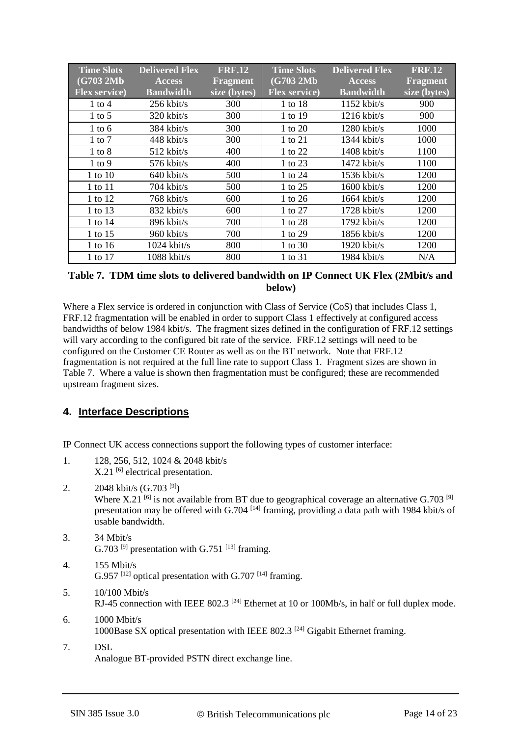| Time Slots (G703 2Mb Flex service) | Delivered Flex Access Bandwidth | FRF.12 Fragment size (bytes) | Time Slots (G703 2Mb Flex service) | Delivered Flex Access Bandwidth | FRF.12 Fragment size (bytes) |
|---|---|---|---|---|---|
| 1 to 4 | 256 kbit/s | 300 | 1 to 18 | 1152 kbit/s | 900 |
| 1 to 5 | 320 kbit/s | 300 | 1 to 19 | 1216 kbit/s | 900 |
| 1 to 6 | 384 kbit/s | 300 | 1 to 20 | 1280 kbit/s | 1000 |
| 1 to 7 | 448 kbit/s | 300 | 1 to 21 | 1344 kbit/s | 1000 |
| 1 to 8 | 512 kbit/s | 400 | 1 to 22 | 1408 kbit/s | 1100 |
| 1 to 9 | 576 kbit/s | 400 | 1 to 23 | 1472 kbit/s | 1100 |
| 1 to 10 | 640 kbit/s | 500 | 1 to 24 | 1536 kbit/s | 1200 |
| 1 to 11 | 704 kbit/s | 500 | 1 to 25 | 1600 kbit/s | 1200 |
| 1 to 12 | 768 kbit/s | 600 | 1 to 26 | 1664 kbit/s | 1200 |
| 1 to 13 | 832 kbit/s | 600 | 1 to 27 | 1728 kbit/s | 1200 |
| 1 to 14 | 896 kbit/s | 700 | 1 to 28 | 1792 kbit/s | 1200 |
| 1 to 15 | 960 kbit/s | 700 | 1 to 29 | 1856 kbit/s | 1200 |
| 1 to 16 | 1024 kbit/s | 800 | 1 to 30 | 1920 kbit/s | 1200 |
| 1 to 17 | 1088 kbit/s | 800 | 1 to 31 | 1984 kbit/s | N/A |

**Table 7. TDM time slots to delivered bandwidth on IP Connect UK Flex (2Mbit/s and below)**

Where a Flex service is ordered in conjunction with Class of Service (CoS) that includes Class 1, FRF.12 fragmentation will be enabled in order to support Class 1 effectively at configured access bandwidths of below 1984 kbit/s. The fragment sizes defined in the configuration of FRF.12 settings will vary according to the configured bit rate of the service. FRF.12 settings will need to be configured on the Customer CE Router as well as on the BT network. Note that FRF.12 fragmentation is not required at the full line rate to support Class 1. Fragment sizes are shown in Table 7. Where a value is shown then fragmentation must be configured; these are recommended upstream fragment sizes.

## 4. Interface Descriptions

IP Connect UK access connections support the following types of customer interface:

1. 128, 256, 512, 1024 & 2048 kbit/s
   X.21 [6] electrical presentation.

2. 2048 kbit/s (G.703 [9])
   Where X.21 [6] is not available from BT due to geographical coverage an alternative G.703 [9] presentation may be offered with G.704 [14] framing, providing a data path with 1984 kbit/s of usable bandwidth.

3. 34 Mbit/s
   G.703 [9] presentation with G.751 [13] framing.

4. 155 Mbit/s
   G.957 [12] optical presentation with G.707 [14] framing.

5. 10/100 Mbit/s
   RJ-45 connection with IEEE 802.3 [24] Ethernet at 10 or 100Mb/s, in half or full duplex mode.

6. 1000 Mbit/s
   1000Base SX optical presentation with IEEE 802.3 [24] Gigabit Ethernet framing.

7. DSL
   Analogue BT-provided PSTN direct exchange line.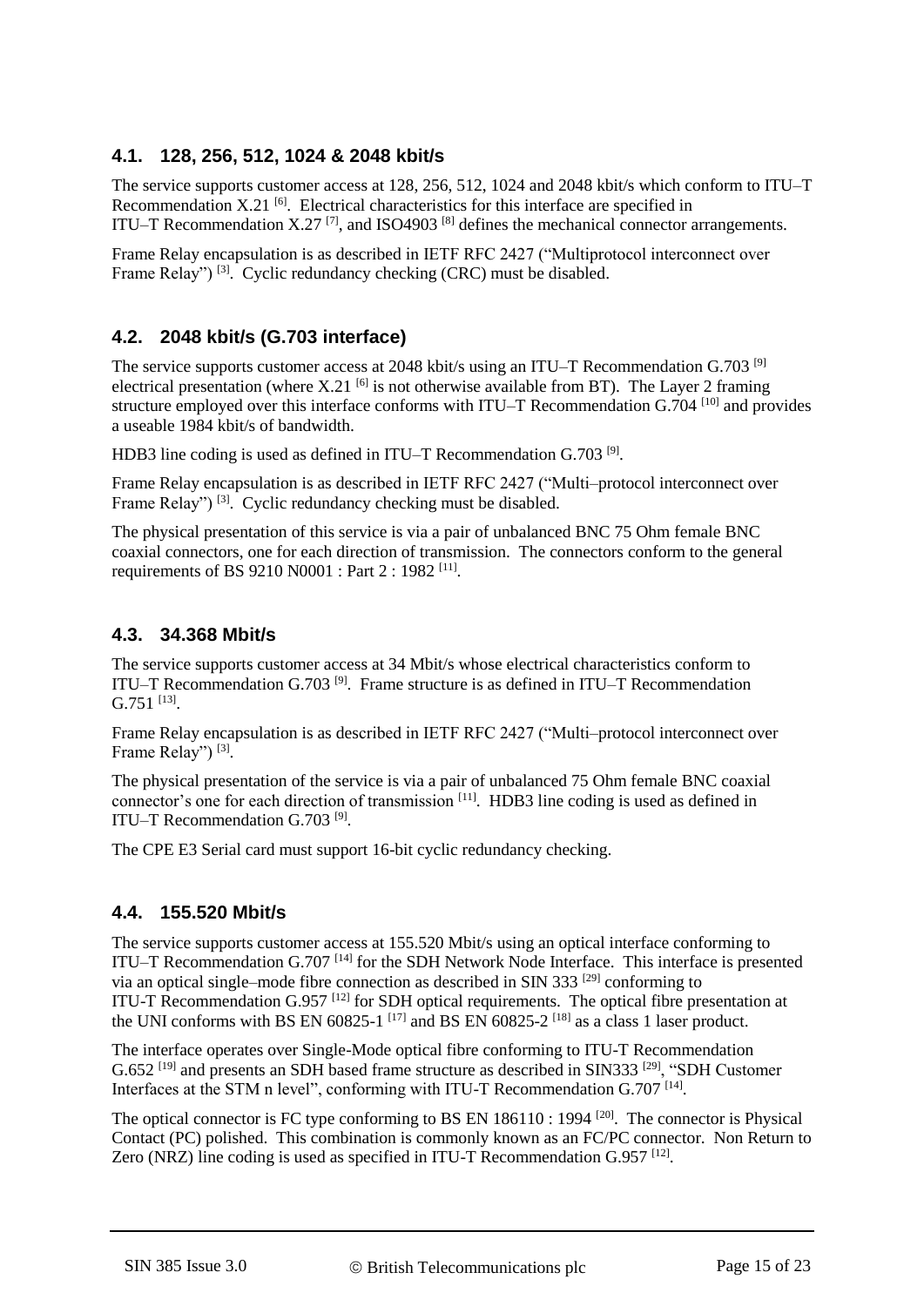### 4.1. 128, 256, 512, 1024 & 2048 kbit/s

The service supports customer access at 128, 256, 512, 1024 and 2048 kbit/s which conform to ITU–T Recommendation X.21 [6]. Electrical characteristics for this interface are specified in ITU–T Recommendation X.27 [7], and ISO4903 [8] defines the mechanical connector arrangements.

Frame Relay encapsulation is as described in IETF RFC 2427 ("Multiprotocol interconnect over Frame Relay") [3]. Cyclic redundancy checking (CRC) must be disabled.

### 4.2. 2048 kbit/s (G.703 interface)

The service supports customer access at 2048 kbit/s using an ITU–T Recommendation G.703 [9] electrical presentation (where X.21 [6] is not otherwise available from BT). The Layer 2 framing structure employed over this interface conforms with ITU–T Recommendation G.704 [10] and provides a useable 1984 kbit/s of bandwidth.

HDB3 line coding is used as defined in ITU–T Recommendation G.703 [9].

Frame Relay encapsulation is as described in IETF RFC 2427 ("Multi–protocol interconnect over Frame Relay") [3]. Cyclic redundancy checking must be disabled.

The physical presentation of this service is via a pair of unbalanced BNC 75 Ohm female BNC coaxial connectors, one for each direction of transmission. The connectors conform to the general requirements of BS 9210 N0001 : Part 2 : 1982 [11].

### 4.3. 34.368 Mbit/s

The service supports customer access at 34 Mbit/s whose electrical characteristics conform to ITU–T Recommendation G.703 [9]. Frame structure is as defined in ITU–T Recommendation G.751 [13].

Frame Relay encapsulation is as described in IETF RFC 2427 ("Multi–protocol interconnect over Frame Relay") [3].

The physical presentation of the service is via a pair of unbalanced 75 Ohm female BNC coaxial connector's one for each direction of transmission [11]. HDB3 line coding is used as defined in ITU–T Recommendation G.703 [9].

The CPE E3 Serial card must support 16-bit cyclic redundancy checking.

### 4.4. 155.520 Mbit/s

The service supports customer access at 155.520 Mbit/s using an optical interface conforming to ITU–T Recommendation G.707 [14] for the SDH Network Node Interface. This interface is presented via an optical single–mode fibre connection as described in SIN 333 [29] conforming to ITU-T Recommendation G.957 [12] for SDH optical requirements. The optical fibre presentation at the UNI conforms with BS EN 60825-1 [17] and BS EN 60825-2 [18] as a class 1 laser product.

The interface operates over Single-Mode optical fibre conforming to ITU-T Recommendation G.652 [19] and presents an SDH based frame structure as described in SIN333 [29], "SDH Customer Interfaces at the STM n level", conforming with ITU-T Recommendation G.707 [14].

The optical connector is FC type conforming to BS EN 186110 : 1994 [20]. The connector is Physical Contact (PC) polished. This combination is commonly known as an FC/PC connector. Non Return to Zero (NRZ) line coding is used as specified in ITU-T Recommendation G.957 [12].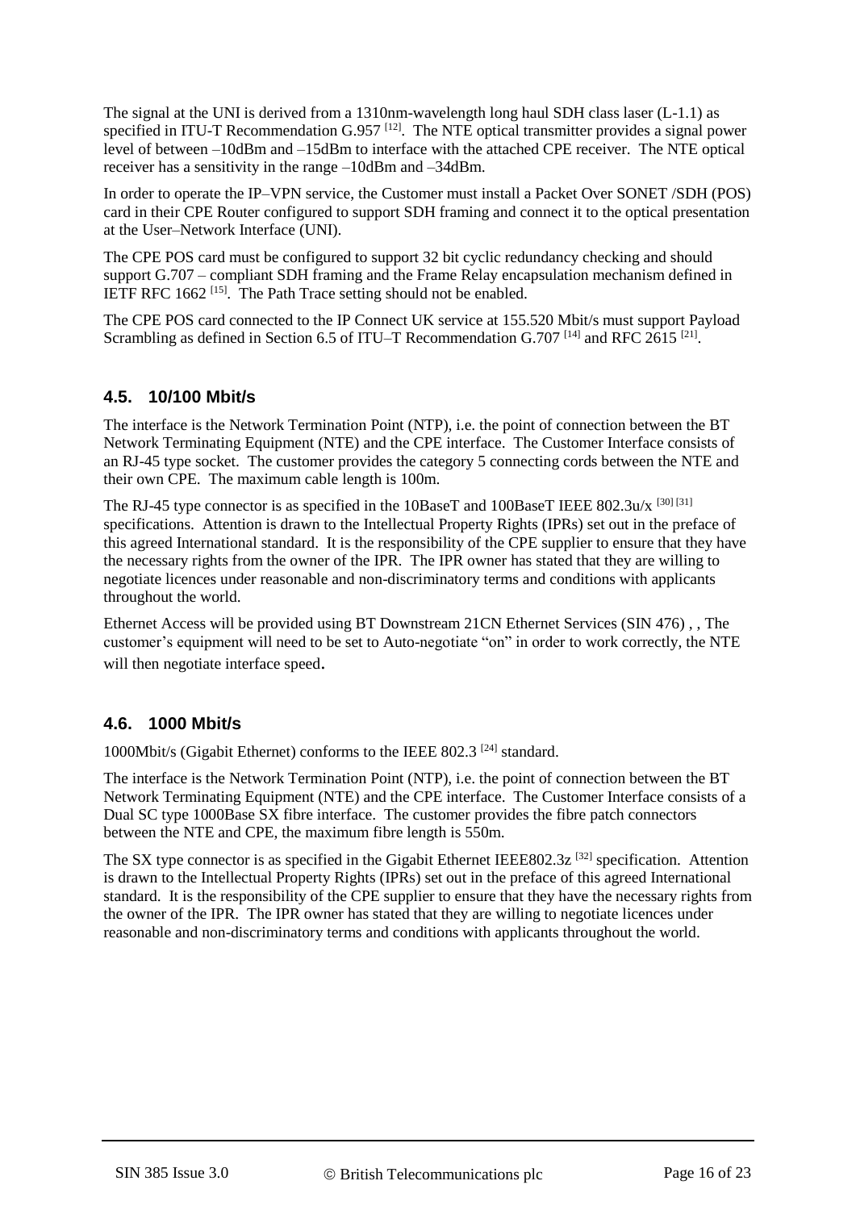The signal at the UNI is derived from a 1310nm-wavelength long haul SDH class laser (L-1.1) as specified in ITU-T Recommendation G.957 [12]. The NTE optical transmitter provides a signal power level of between –10dBm and –15dBm to interface with the attached CPE receiver. The NTE optical receiver has a sensitivity in the range –10dBm and –34dBm.

In order to operate the IP–VPN service, the Customer must install a Packet Over SONET /SDH (POS) card in their CPE Router configured to support SDH framing and connect it to the optical presentation at the User–Network Interface (UNI).

The CPE POS card must be configured to support 32 bit cyclic redundancy checking and should support G.707 – compliant SDH framing and the Frame Relay encapsulation mechanism defined in IETF RFC 1662 [15]. The Path Trace setting should not be enabled.

The CPE POS card connected to the IP Connect UK service at 155.520 Mbit/s must support Payload Scrambling as defined in Section 6.5 of ITU–T Recommendation G.707 [14] and RFC 2615 [21].

### 4.5. 10/100 Mbit/s

The interface is the Network Termination Point (NTP), i.e. the point of connection between the BT Network Terminating Equipment (NTE) and the CPE interface. The Customer Interface consists of an RJ-45 type socket. The customer provides the category 5 connecting cords between the NTE and their own CPE. The maximum cable length is 100m.

The RJ-45 type connector is as specified in the 10BaseT and 100BaseT IEEE 802.3u/x [30] [31] specifications. Attention is drawn to the Intellectual Property Rights (IPRs) set out in the preface of this agreed International standard. It is the responsibility of the CPE supplier to ensure that they have the necessary rights from the owner of the IPR. The IPR owner has stated that they are willing to negotiate licences under reasonable and non-discriminatory terms and conditions with applicants throughout the world.

Ethernet Access will be provided using BT Downstream 21CN Ethernet Services (SIN 476) , , The customer's equipment will need to be set to Auto-negotiate "on" in order to work correctly, the NTE will then negotiate interface speed.

### 4.6. 1000 Mbit/s

1000Mbit/s (Gigabit Ethernet) conforms to the IEEE 802.3 [24] standard.

The interface is the Network Termination Point (NTP), i.e. the point of connection between the BT Network Terminating Equipment (NTE) and the CPE interface. The Customer Interface consists of a Dual SC type 1000Base SX fibre interface. The customer provides the fibre patch connectors between the NTE and CPE, the maximum fibre length is 550m.

The SX type connector is as specified in the Gigabit Ethernet IEEE802.3z [32] specification. Attention is drawn to the Intellectual Property Rights (IPRs) set out in the preface of this agreed International standard. It is the responsibility of the CPE supplier to ensure that they have the necessary rights from the owner of the IPR. The IPR owner has stated that they are willing to negotiate licences under reasonable and non-discriminatory terms and conditions with applicants throughout the world.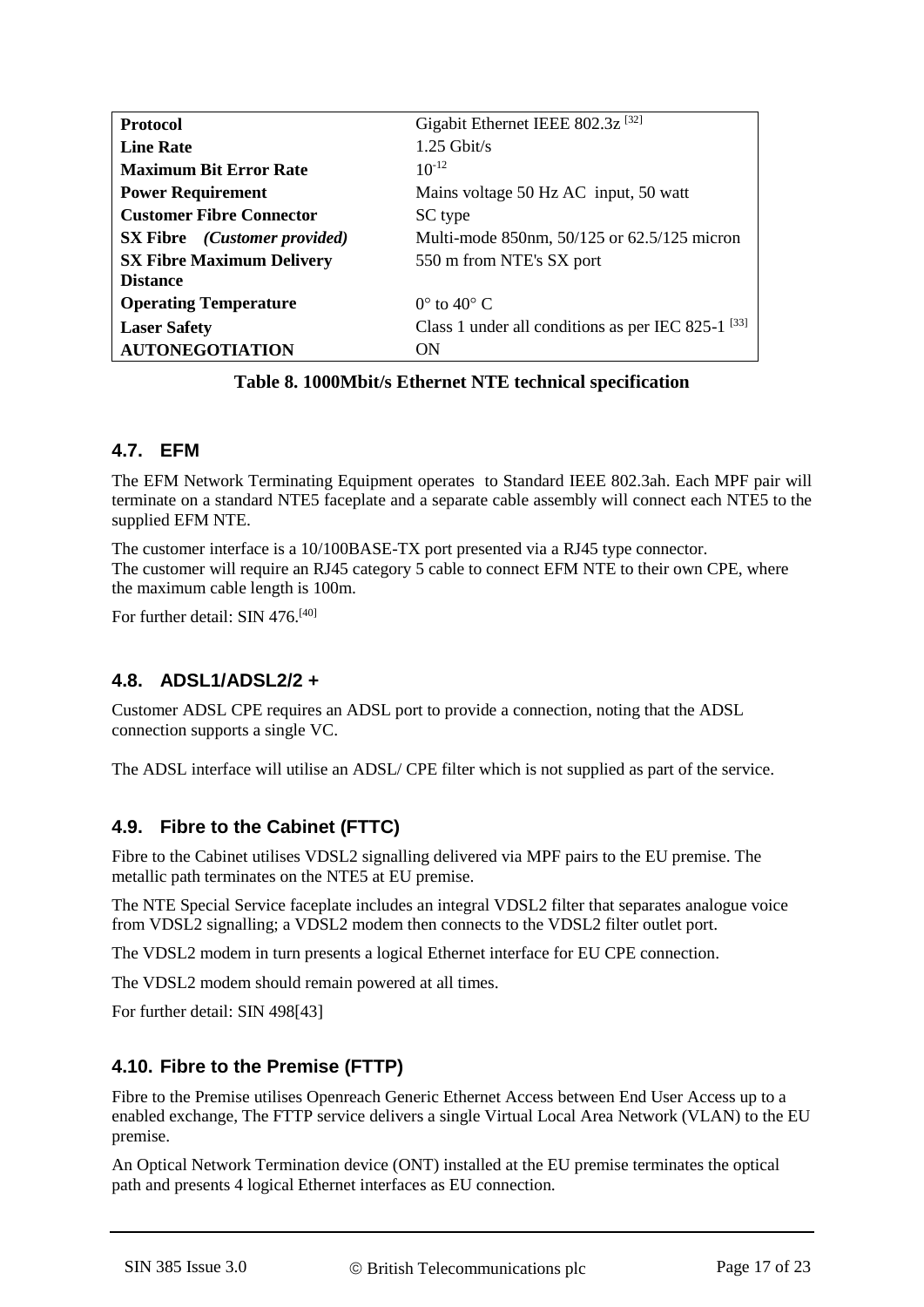| | |
|---|---|
| **Protocol** | Gigabit Ethernet IEEE 802.3z [32] |
| **Line Rate** | 1.25 Gbit/s |
| **Maximum Bit Error Rate** | $10^{-12}$ |
| **Power Requirement** | Mains voltage 50 Hz AC input, 50 watt |
| **Customer Fibre Connector** | SC type |
| **SX Fibre** *(Customer provided)* | Multi-mode 850nm, 50/125 or 62.5/125 micron |
| **SX Fibre Maximum Delivery Distance** | 550 m from NTE's SX port |
| **Operating Temperature** | 0° to 40° C |
| **Laser Safety** | Class 1 under all conditions as per IEC 825-1 [33] |
| **AUTONEGOTIATION** | ON |

**Table 8. 1000Mbit/s Ethernet NTE technical specification**

### 4.7. EFM

The EFM Network Terminating Equipment operates to Standard IEEE 802.3ah. Each MPF pair will terminate on a standard NTE5 faceplate and a separate cable assembly will connect each NTE5 to the supplied EFM NTE.

The customer interface is a 10/100BASE-TX port presented via a RJ45 type connector.
The customer will require an RJ45 category 5 cable to connect EFM NTE to their own CPE, where the maximum cable length is 100m.

For further detail: SIN 476.[40]

### 4.8. ADSL1/ADSL2/2 +

Customer ADSL CPE requires an ADSL port to provide a connection, noting that the ADSL connection supports a single VC.

The ADSL interface will utilise an ADSL/ CPE filter which is not supplied as part of the service.

### 4.9. Fibre to the Cabinet (FTTC)

Fibre to the Cabinet utilises VDSL2 signalling delivered via MPF pairs to the EU premise. The metallic path terminates on the NTE5 at EU premise.

The NTE Special Service faceplate includes an integral VDSL2 filter that separates analogue voice from VDSL2 signalling; a VDSL2 modem then connects to the VDSL2 filter outlet port.

The VDSL2 modem in turn presents a logical Ethernet interface for EU CPE connection.

The VDSL2 modem should remain powered at all times.

For further detail: SIN 498[43]

### 4.10. Fibre to the Premise (FTTP)

Fibre to the Premise utilises Openreach Generic Ethernet Access between End User Access up to a enabled exchange, The FTTP service delivers a single Virtual Local Area Network (VLAN) to the EU premise.

An Optical Network Termination device (ONT) installed at the EU premise terminates the optical path and presents 4 logical Ethernet interfaces as EU connection.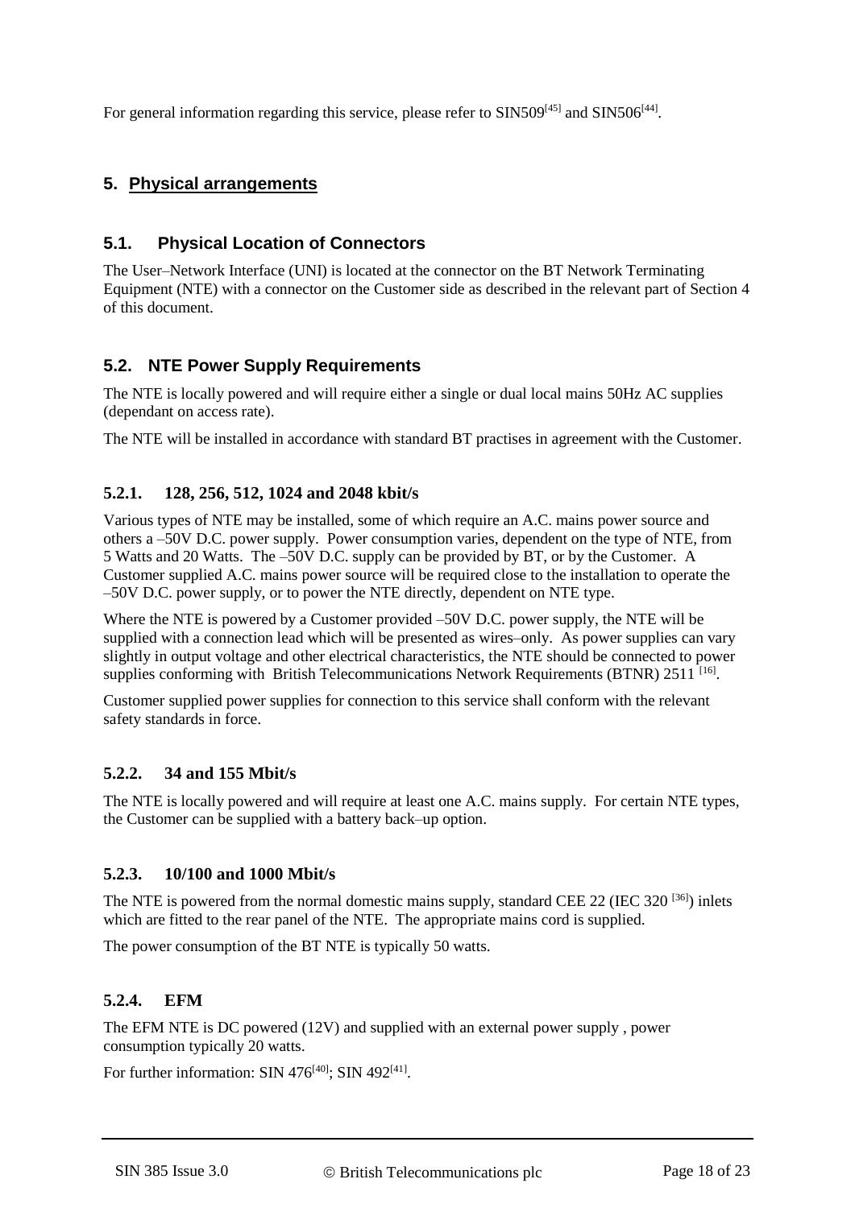For general information regarding this service, please refer to SIN509[45] and SIN506[44].

## 5. Physical arrangements

### 5.1. Physical Location of Connectors

The User–Network Interface (UNI) is located at the connector on the BT Network Terminating Equipment (NTE) with a connector on the Customer side as described in the relevant part of Section 4 of this document.

### 5.2. NTE Power Supply Requirements

The NTE is locally powered and will require either a single or dual local mains 50Hz AC supplies (dependant on access rate).

The NTE will be installed in accordance with standard BT practises in agreement with the Customer.

#### 5.2.1. 128, 256, 512, 1024 and 2048 kbit/s

Various types of NTE may be installed, some of which require an A.C. mains power source and others a –50V D.C. power supply. Power consumption varies, dependent on the type of NTE, from 5 Watts and 20 Watts. The –50V D.C. supply can be provided by BT, or by the Customer. A Customer supplied A.C. mains power source will be required close to the installation to operate the –50V D.C. power supply, or to power the NTE directly, dependent on NTE type.

Where the NTE is powered by a Customer provided –50V D.C. power supply, the NTE will be supplied with a connection lead which will be presented as wires–only. As power supplies can vary slightly in output voltage and other electrical characteristics, the NTE should be connected to power supplies conforming with British Telecommunications Network Requirements (BTNR) 2511 [16].

Customer supplied power supplies for connection to this service shall conform with the relevant safety standards in force.

#### 5.2.2. 34 and 155 Mbit/s

The NTE is locally powered and will require at least one A.C. mains supply. For certain NTE types, the Customer can be supplied with a battery back–up option.

#### 5.2.3. 10/100 and 1000 Mbit/s

The NTE is powered from the normal domestic mains supply, standard CEE 22 (IEC 320 [36]) inlets which are fitted to the rear panel of the NTE. The appropriate mains cord is supplied.

The power consumption of the BT NTE is typically 50 watts.

#### 5.2.4. EFM

The EFM NTE is DC powered (12V) and supplied with an external power supply , power consumption typically 20 watts.

For further information: SIN 476[40]; SIN 492[41].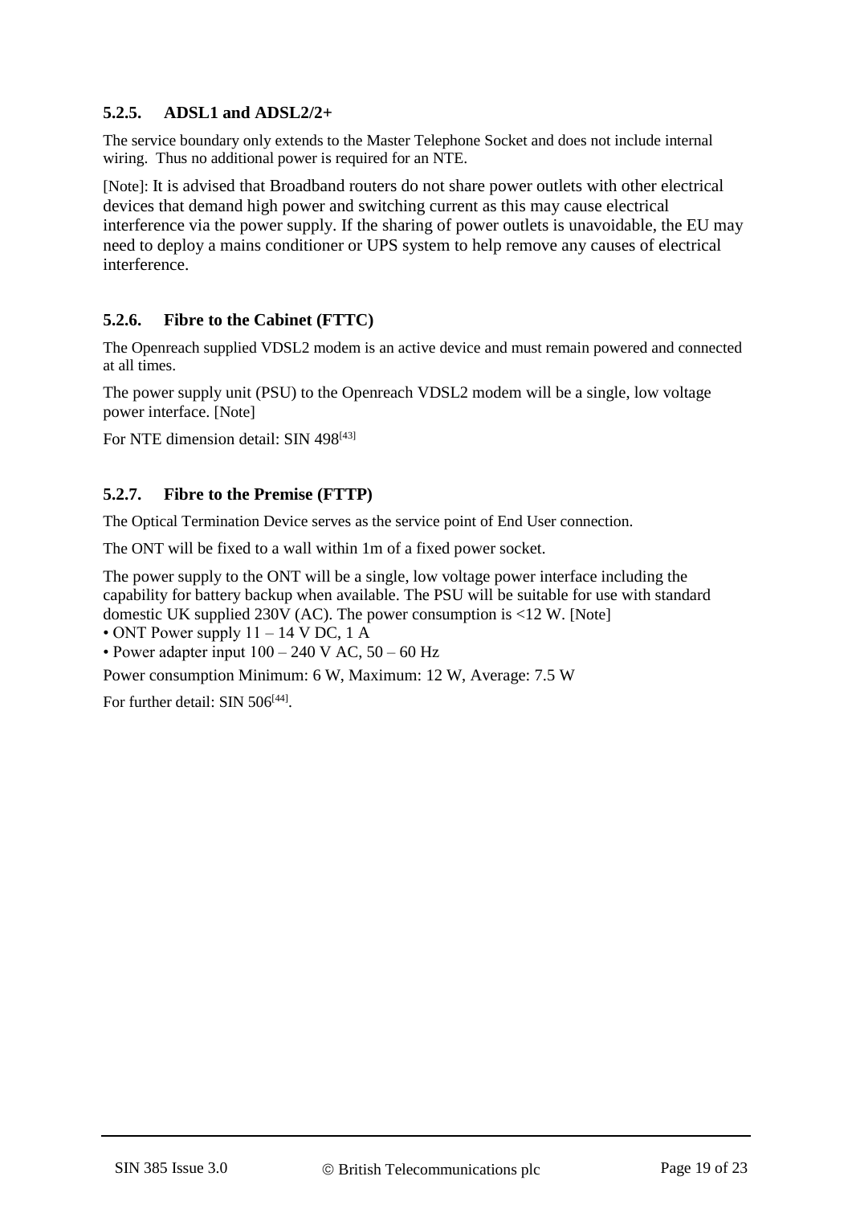### 5.2.5. ADSL1 and ADSL2/2+

The service boundary only extends to the Master Telephone Socket and does not include internal wiring. Thus no additional power is required for an NTE.

[Note]: It is advised that Broadband routers do not share power outlets with other electrical devices that demand high power and switching current as this may cause electrical interference via the power supply. If the sharing of power outlets is unavoidable, the EU may need to deploy a mains conditioner or UPS system to help remove any causes of electrical interference.

### 5.2.6. Fibre to the Cabinet (FTTC)

The Openreach supplied VDSL2 modem is an active device and must remain powered and connected at all times.

The power supply unit (PSU) to the Openreach VDSL2 modem will be a single, low voltage power interface. [Note]

For NTE dimension detail: SIN 498[43]

### 5.2.7. Fibre to the Premise (FTTP)

The Optical Termination Device serves as the service point of End User connection.

The ONT will be fixed to a wall within 1m of a fixed power socket.

The power supply to the ONT will be a single, low voltage power interface including the capability for battery backup when available. The PSU will be suitable for use with standard domestic UK supplied 230V (AC). The power consumption is <12 W. [Note]

- ONT Power supply 11 – 14 V DC, 1 A
- Power adapter input 100 – 240 V AC, 50 – 60 Hz

Power consumption Minimum: 6 W, Maximum: 12 W, Average: 7.5 W

For further detail: SIN 506[44].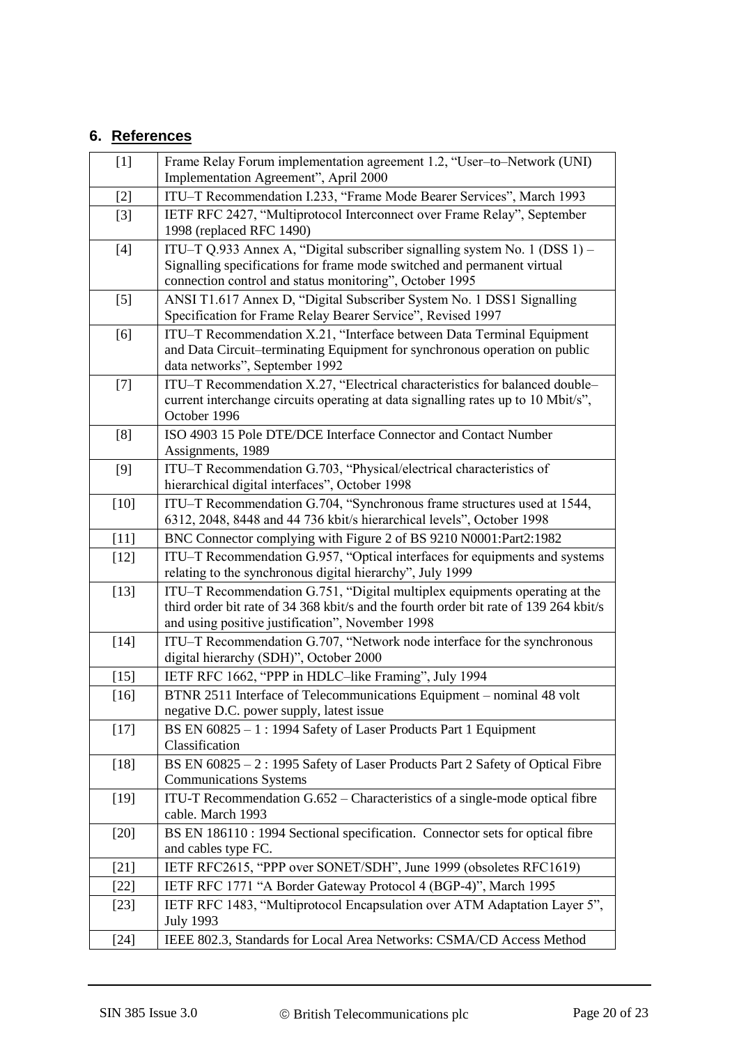## 6. References

| | |
|---|---|
| [1] | Frame Relay Forum implementation agreement 1.2, "User–to–Network (UNI) Implementation Agreement", April 2000 |
| [2] | ITU–T Recommendation I.233, "Frame Mode Bearer Services", March 1993 |
| [3] | IETF RFC 2427, "Multiprotocol Interconnect over Frame Relay", September 1998 (replaced RFC 1490) |
| [4] | ITU–T Q.933 Annex A, "Digital subscriber signalling system No. 1 (DSS 1) – Signalling specifications for frame mode switched and permanent virtual connection control and status monitoring", October 1995 |
| [5] | ANSI T1.617 Annex D, "Digital Subscriber System No. 1 DSS1 Signalling Specification for Frame Relay Bearer Service", Revised 1997 |
| [6] | ITU–T Recommendation X.21, "Interface between Data Terminal Equipment and Data Circuit–terminating Equipment for synchronous operation on public data networks", September 1992 |
| [7] | ITU–T Recommendation X.27, "Electrical characteristics for balanced double–current interchange circuits operating at data signalling rates up to 10 Mbit/s", October 1996 |
| [8] | ISO 4903 15 Pole DTE/DCE Interface Connector and Contact Number Assignments, 1989 |
| [9] | ITU–T Recommendation G.703, "Physical/electrical characteristics of hierarchical digital interfaces", October 1998 |
| [10] | ITU–T Recommendation G.704, "Synchronous frame structures used at 1544, 6312, 2048, 8448 and 44 736 kbit/s hierarchical levels", October 1998 |
| [11] | BNC Connector complying with Figure 2 of BS 9210 N0001:Part2:1982 |
| [12] | ITU–T Recommendation G.957, "Optical interfaces for equipments and systems relating to the synchronous digital hierarchy", July 1999 |
| [13] | ITU–T Recommendation G.751, "Digital multiplex equipments operating at the third order bit rate of 34 368 kbit/s and the fourth order bit rate of 139 264 kbit/s and using positive justification", November 1998 |
| [14] | ITU–T Recommendation G.707, "Network node interface for the synchronous digital hierarchy (SDH)", October 2000 |
| [15] | IETF RFC 1662, "PPP in HDLC–like Framing", July 1994 |
| [16] | BTNR 2511 Interface of Telecommunications Equipment – nominal 48 volt negative D.C. power supply, latest issue |
| [17] | BS EN 60825 – 1 : 1994 Safety of Laser Products Part 1 Equipment Classification |
| [18] | BS EN 60825 – 2 : 1995 Safety of Laser Products Part 2 Safety of Optical Fibre Communications Systems |
| [19] | ITU-T Recommendation G.652 – Characteristics of a single-mode optical fibre cable. March 1993 |
| [20] | BS EN 186110 : 1994 Sectional specification. Connector sets for optical fibre and cables type FC. |
| [21] | IETF RFC2615, "PPP over SONET/SDH", June 1999 (obsoletes RFC1619) |
| [22] | IETF RFC 1771 "A Border Gateway Protocol 4 (BGP-4)", March 1995 |
| [23] | IETF RFC 1483, "Multiprotocol Encapsulation over ATM Adaptation Layer 5", July 1993 |
| [24] | IEEE 802.3, Standards for Local Area Networks: CSMA/CD Access Method |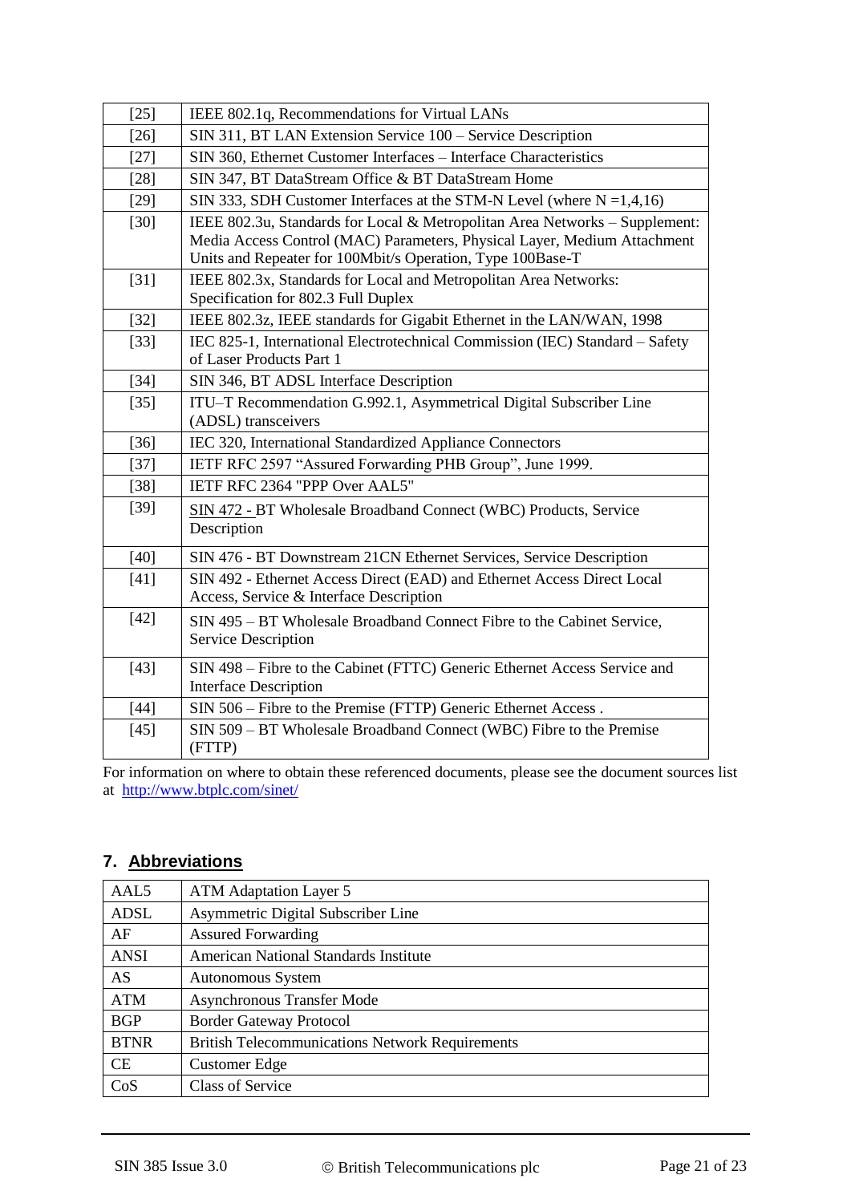| | |
|---|---|
| [25] | IEEE 802.1q, Recommendations for Virtual LANs |
| [26] | SIN 311, BT LAN Extension Service 100 – Service Description |
| [27] | SIN 360, Ethernet Customer Interfaces – Interface Characteristics |
| [28] | SIN 347, BT DataStream Office & BT DataStream Home |
| [29] | SIN 333, SDH Customer Interfaces at the STM-N Level (where N =1,4,16) |
| [30] | IEEE 802.3u, Standards for Local & Metropolitan Area Networks – Supplement: Media Access Control (MAC) Parameters, Physical Layer, Medium Attachment Units and Repeater for 100Mbit/s Operation, Type 100Base-T |
| [31] | IEEE 802.3x, Standards for Local and Metropolitan Area Networks: Specification for 802.3 Full Duplex |
| [32] | IEEE 802.3z, IEEE standards for Gigabit Ethernet in the LAN/WAN, 1998 |
| [33] | IEC 825-1, International Electrotechnical Commission (IEC) Standard – Safety of Laser Products Part 1 |
| [34] | SIN 346, BT ADSL Interface Description |
| [35] | ITU–T Recommendation G.992.1, Asymmetrical Digital Subscriber Line (ADSL) transceivers |
| [36] | IEC 320, International Standardized Appliance Connectors |
| [37] | IETF RFC 2597 "Assured Forwarding PHB Group", June 1999. |
| [38] | IETF RFC 2364 "PPP Over AAL5" |
| [39] | SIN 472 - BT Wholesale Broadband Connect (WBC) Products, Service Description |
| [40] | SIN 476 - BT Downstream 21CN Ethernet Services, Service Description |
| [41] | SIN 492 - Ethernet Access Direct (EAD) and Ethernet Access Direct Local Access, Service & Interface Description |
| [42] | SIN 495 – BT Wholesale Broadband Connect Fibre to the Cabinet Service, Service Description |
| [43] | SIN 498 – Fibre to the Cabinet (FTTC) Generic Ethernet Access Service and Interface Description |
| [44] | SIN 506 – Fibre to the Premise (FTTP) Generic Ethernet Access . |
| [45] | SIN 509 – BT Wholesale Broadband Connect (WBC) Fibre to the Premise (FTTP) |

For information on where to obtain these referenced documents, please see the document sources list at http://www.btplc.com/sinet/

## 7. Abbreviations

| | |
|---|---|
| AAL5 | ATM Adaptation Layer 5 |
| ADSL | Asymmetric Digital Subscriber Line |
| AF | Assured Forwarding |
| ANSI | American National Standards Institute |
| AS | Autonomous System |
| ATM | Asynchronous Transfer Mode |
| BGP | Border Gateway Protocol |
| BTNR | British Telecommunications Network Requirements |
| CE | Customer Edge |
| CoS | Class of Service |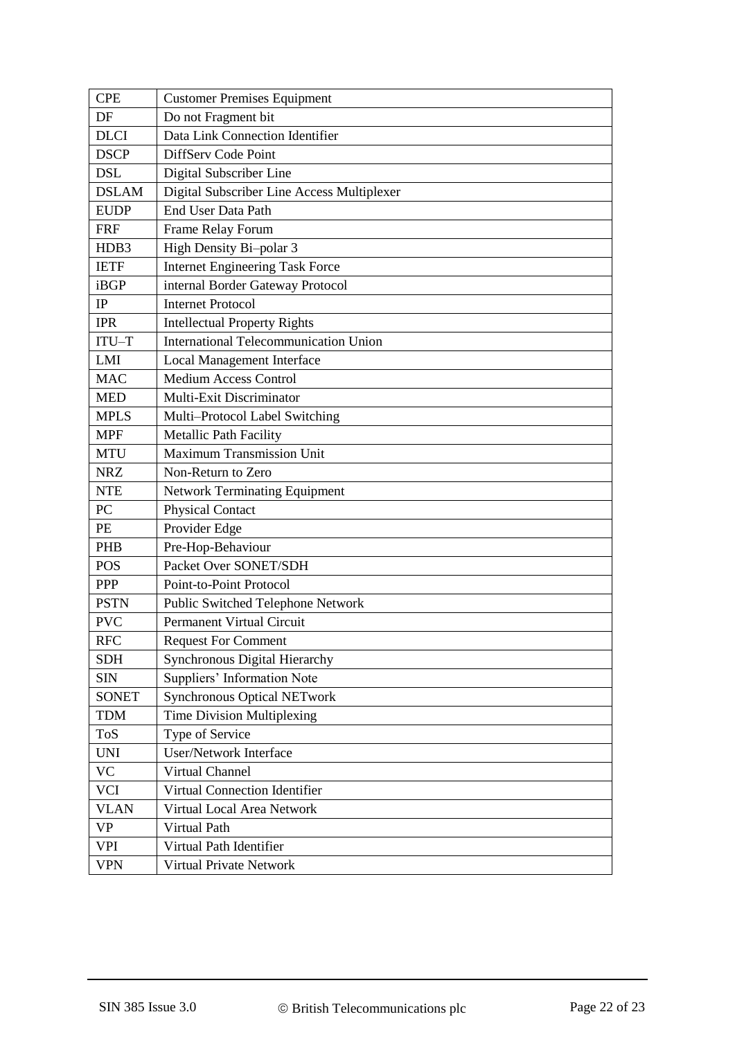| CPE | Customer Premises Equipment |
|---|---|
| DF | Do not Fragment bit |
| DLCI | Data Link Connection Identifier |
| DSCP | DiffServ Code Point |
| DSL | Digital Subscriber Line |
| DSLAM | Digital Subscriber Line Access Multiplexer |
| EUDP | End User Data Path |
| FRF | Frame Relay Forum |
| HDB3 | High Density Bi–polar 3 |
| IETF | Internet Engineering Task Force |
| iBGP | internal Border Gateway Protocol |
| IP | Internet Protocol |
| IPR | Intellectual Property Rights |
| ITU–T | International Telecommunication Union |
| LMI | Local Management Interface |
| MAC | Medium Access Control |
| MED | Multi-Exit Discriminator |
| MPLS | Multi–Protocol Label Switching |
| MPF | Metallic Path Facility |
| MTU | Maximum Transmission Unit |
| NRZ | Non-Return to Zero |
| NTE | Network Terminating Equipment |
| PC | Physical Contact |
| PE | Provider Edge |
| PHB | Pre-Hop-Behaviour |
| POS | Packet Over SONET/SDH |
| PPP | Point-to-Point Protocol |
| PSTN | Public Switched Telephone Network |
| PVC | Permanent Virtual Circuit |
| RFC | Request For Comment |
| SDH | Synchronous Digital Hierarchy |
| SIN | Suppliers' Information Note |
| SONET | Synchronous Optical NETwork |
| TDM | Time Division Multiplexing |
| ToS | Type of Service |
| UNI | User/Network Interface |
| VC | Virtual Channel |
| VCI | Virtual Connection Identifier |
| VLAN | Virtual Local Area Network |
| VP | Virtual Path |
| VPI | Virtual Path Identifier |
| VPN | Virtual Private Network |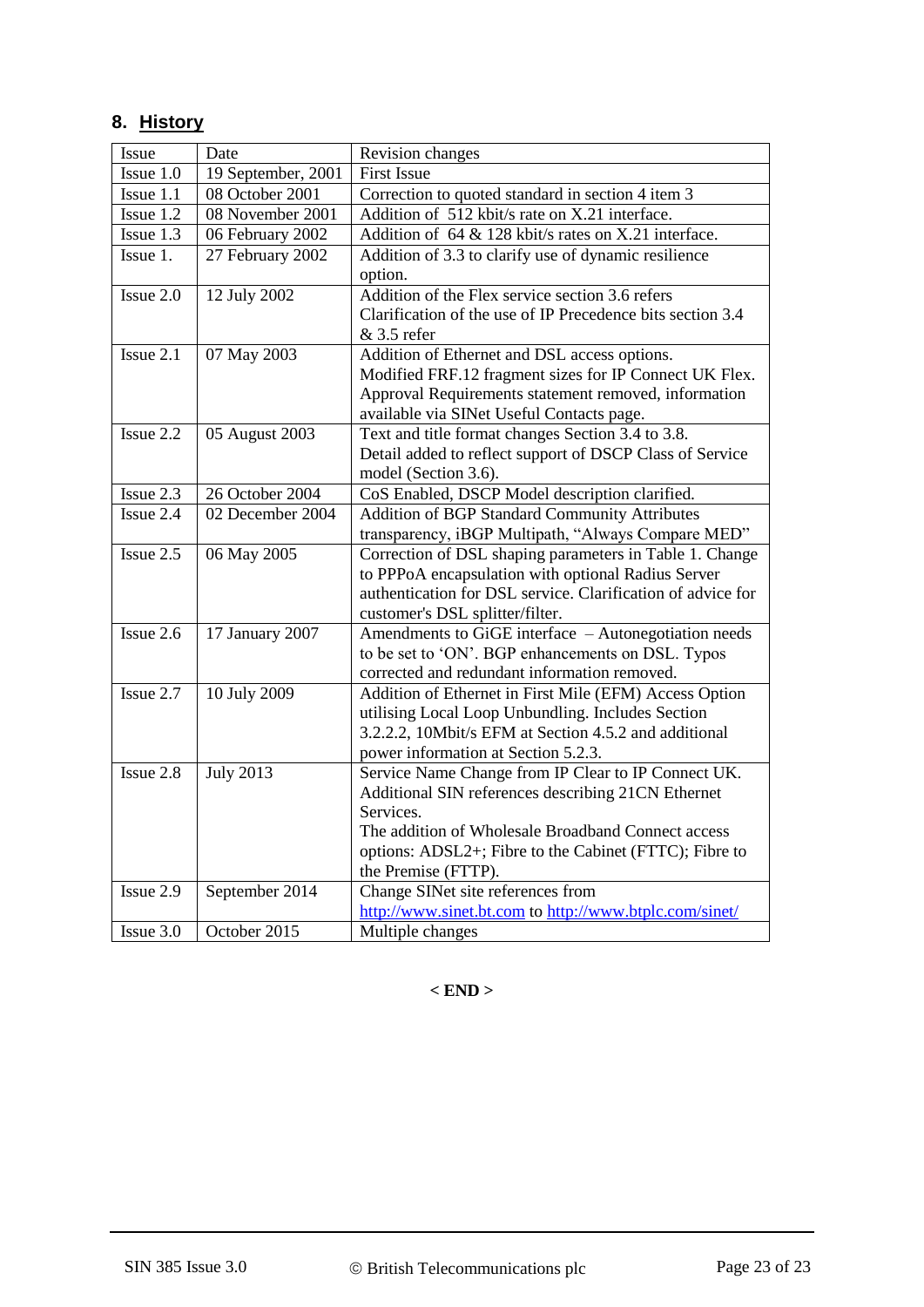## 8. History

| Issue | Date | Revision changes |
|---|---|---|
| Issue 1.0 | 19 September, 2001 | First Issue |
| Issue 1.1 | 08 October 2001 | Correction to quoted standard in section 4 item 3 |
| Issue 1.2 | 08 November 2001 | Addition of 512 kbit/s rate on X.21 interface. |
| Issue 1.3 | 06 February 2002 | Addition of 64 & 128 kbit/s rates on X.21 interface. |
| Issue 1. | 27 February 2002 | Addition of 3.3 to clarify use of dynamic resilience option. |
| Issue 2.0 | 12 July 2002 | Addition of the Flex service section 3.6 refers<br>Clarification of the use of IP Precedence bits section 3.4 & 3.5 refer |
| Issue 2.1 | 07 May 2003 | Addition of Ethernet and DSL access options.<br>Modified FRF.12 fragment sizes for IP Connect UK Flex.<br>Approval Requirements statement removed, information available via SINet Useful Contacts page. |
| Issue 2.2 | 05 August 2003 | Text and title format changes Section 3.4 to 3.8.<br>Detail added to reflect support of DSCP Class of Service model (Section 3.6). |
| Issue 2.3 | 26 October 2004 | CoS Enabled, DSCP Model description clarified. |
| Issue 2.4 | 02 December 2004 | Addition of BGP Standard Community Attributes transparency, iBGP Multipath, "Always Compare MED" |
| Issue 2.5 | 06 May 2005 | Correction of DSL shaping parameters in Table 1. Change to PPPoA encapsulation with optional Radius Server authentication for DSL service. Clarification of advice for customer's DSL splitter/filter. |
| Issue 2.6 | 17 January 2007 | Amendments to GiGE interface – Autonegotiation needs to be set to 'ON'. BGP enhancements on DSL. Typos corrected and redundant information removed. |
| Issue 2.7 | 10 July 2009 | Addition of Ethernet in First Mile (EFM) Access Option utilising Local Loop Unbundling. Includes Section 3.2.2.2, 10Mbit/s EFM at Section 4.5.2 and additional power information at Section 5.2.3. |
| Issue 2.8 | July 2013 | Service Name Change from IP Clear to IP Connect UK. Additional SIN references describing 21CN Ethernet Services.<br>The addition of Wholesale Broadband Connect access options: ADSL2+; Fibre to the Cabinet (FTTC); Fibre to the Premise (FTTP). |
| Issue 2.9 | September 2014 | Change SINet site references from http://www.sinet.bt.com to http://www.btplc.com/sinet/ |
| Issue 3.0 | October 2015 | Multiple changes |

**< END >**